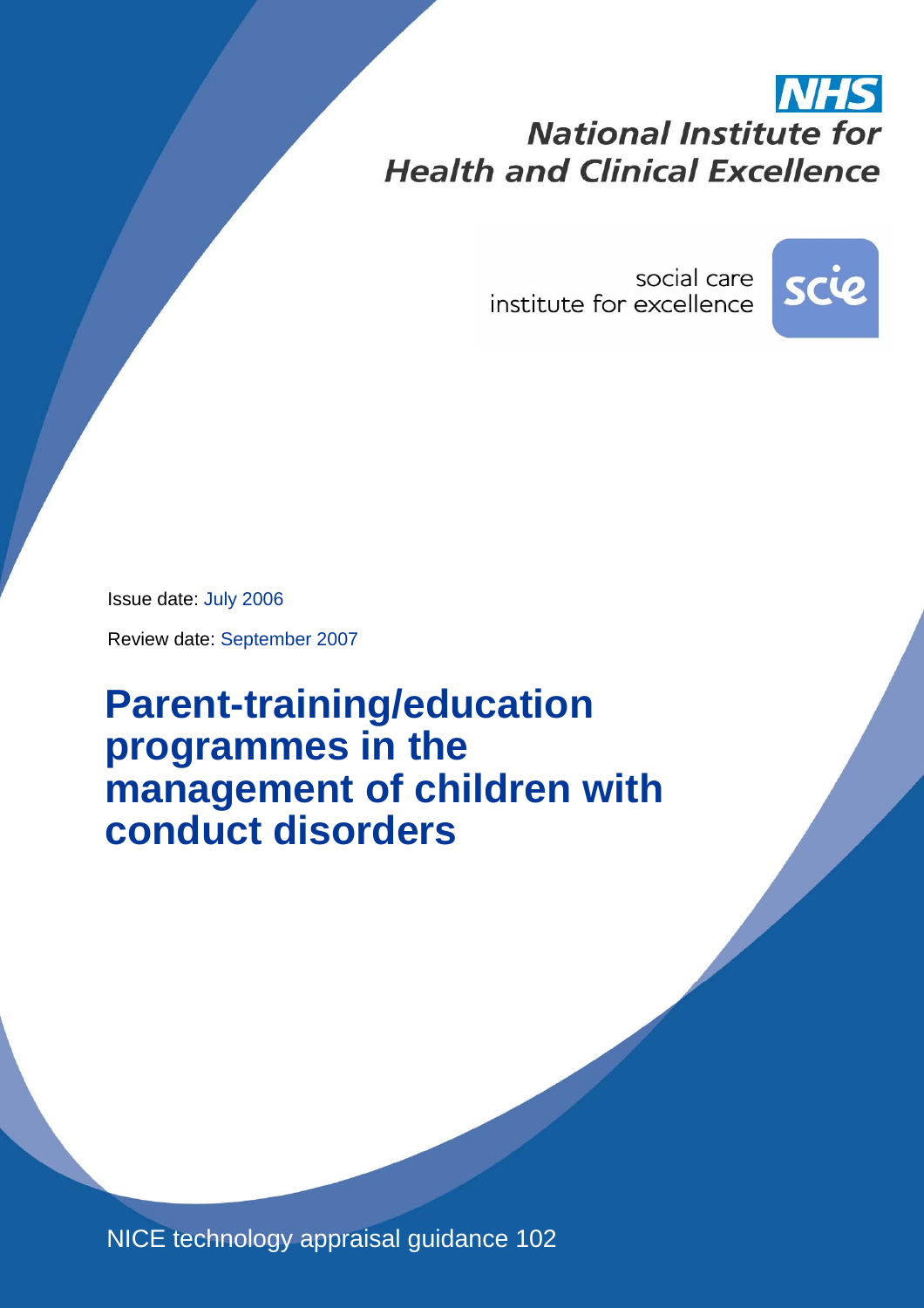NHS

National Institute for Health and Clinical Excellence

social care institute for excellence

scie

Issue date: July 2006

Review date: September 2007

# Parent-training/education programmes in the management of children with conduct disorders

NICE technology appraisal guidance 102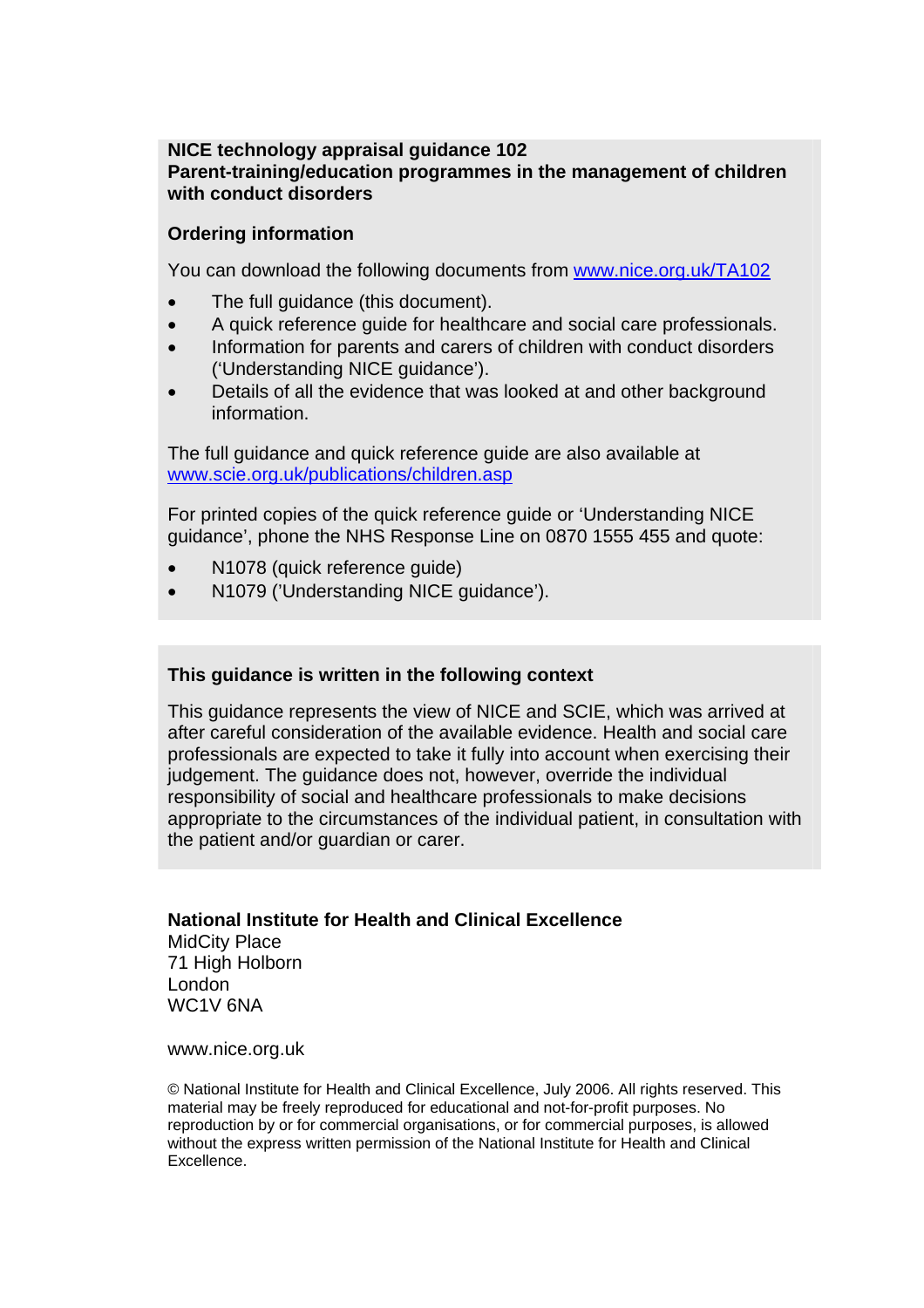**NICE technology appraisal guidance 102**
**Parent-training/education programmes in the management of children with conduct disorders**

**Ordering information**

You can download the following documents from www.nice.org.uk/TA102

- The full guidance (this document).
- A quick reference guide for healthcare and social care professionals.
- Information for parents and carers of children with conduct disorders ('Understanding NICE guidance').
- Details of all the evidence that was looked at and other background information.

The full guidance and quick reference guide are also available at www.scie.org.uk/publications/children.asp

For printed copies of the quick reference guide or 'Understanding NICE guidance', phone the NHS Response Line on 0870 1555 455 and quote:

- N1078 (quick reference guide)
- N1079 ('Understanding NICE guidance').

**This guidance is written in the following context**

This guidance represents the view of NICE and SCIE, which was arrived at after careful consideration of the available evidence. Health and social care professionals are expected to take it fully into account when exercising their judgement. The guidance does not, however, override the individual responsibility of social and healthcare professionals to make decisions appropriate to the circumstances of the individual patient, in consultation with the patient and/or guardian or carer.

**National Institute for Health and Clinical Excellence**
MidCity Place
71 High Holborn
London
WC1V 6NA

www.nice.org.uk

© National Institute for Health and Clinical Excellence, July 2006. All rights reserved. This material may be freely reproduced for educational and not-for-profit purposes. No reproduction by or for commercial organisations, or for commercial purposes, is allowed without the express written permission of the National Institute for Health and Clinical Excellence.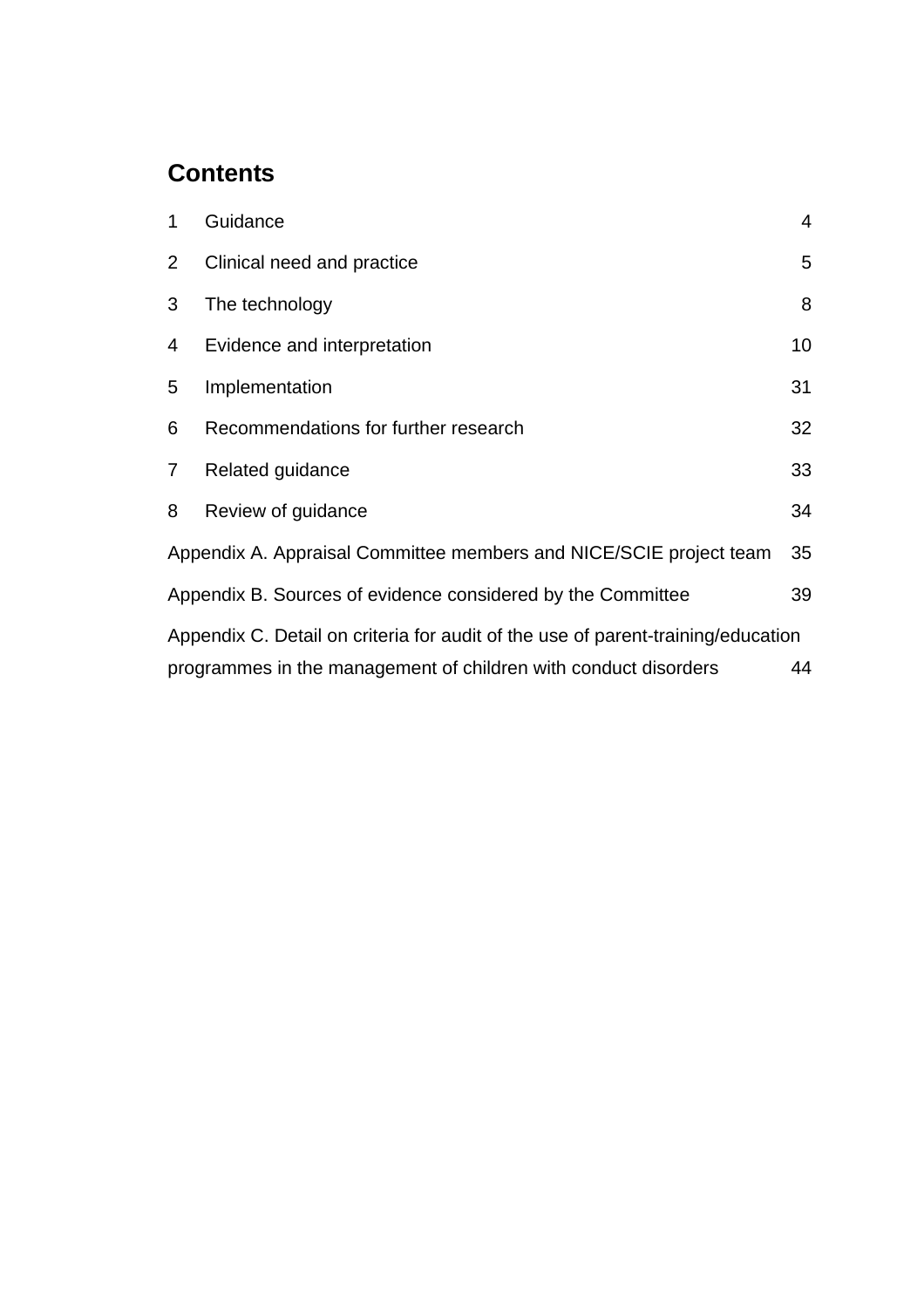# Contents

| | | |
|---|---|---|
| 1 | Guidance | 4 |
| 2 | Clinical need and practice | 5 |
| 3 | The technology | 8 |
| 4 | Evidence and interpretation | 10 |
| 5 | Implementation | 31 |
| 6 | Recommendations for further research | 32 |
| 7 | Related guidance | 33 |
| 8 | Review of guidance | 34 |
| Appendix A. Appraisal Committee members and NICE/SCIE project team | | 35 |
| Appendix B. Sources of evidence considered by the Committee | | 39 |
| Appendix C. Detail on criteria for audit of the use of parent-training/education programmes in the management of children with conduct disorders | | 44 |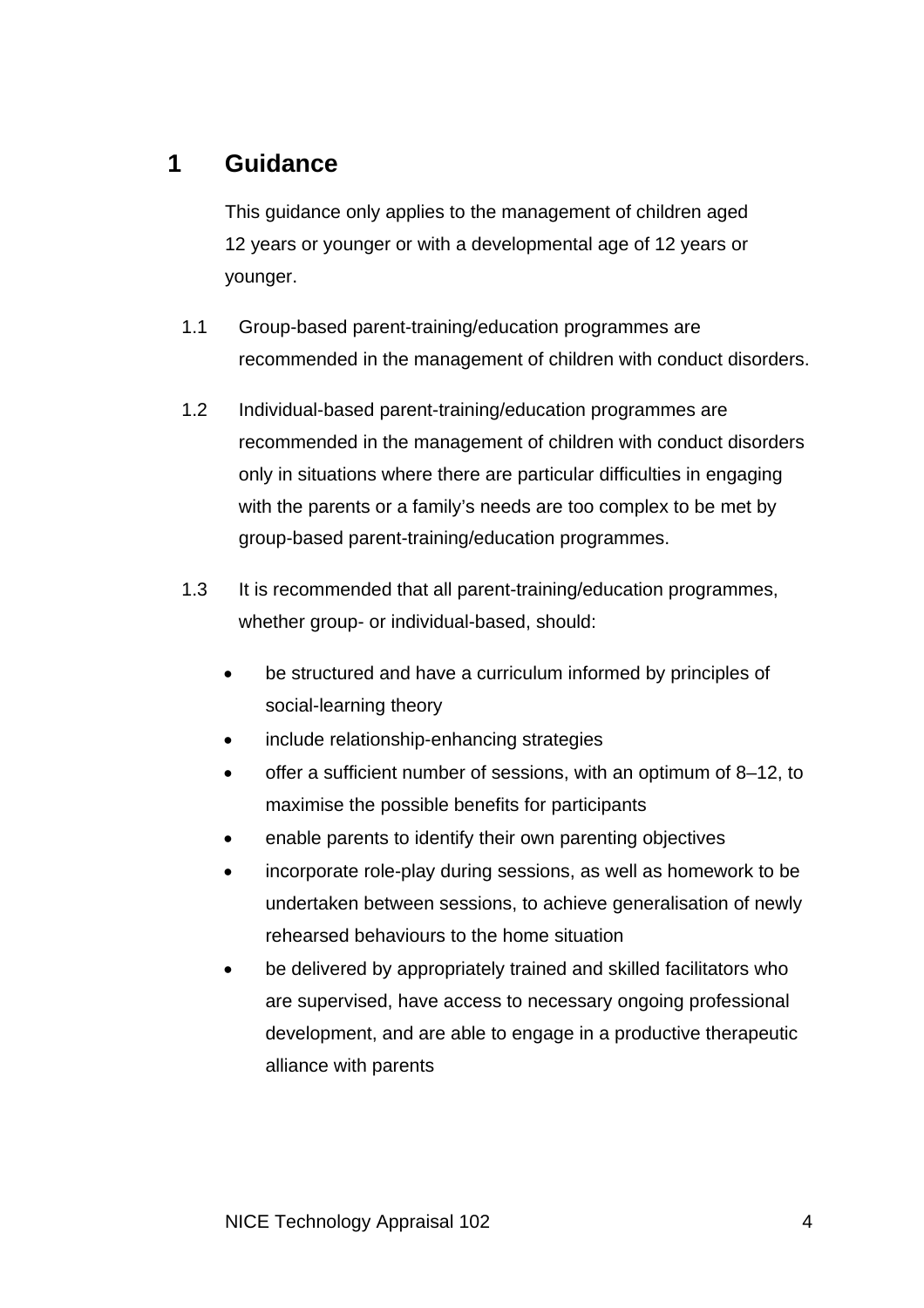# 1 Guidance

This guidance only applies to the management of children aged 12 years or younger or with a developmental age of 12 years or younger.

1.1 Group-based parent-training/education programmes are recommended in the management of children with conduct disorders.

1.2 Individual-based parent-training/education programmes are recommended in the management of children with conduct disorders only in situations where there are particular difficulties in engaging with the parents or a family's needs are too complex to be met by group-based parent-training/education programmes.

1.3 It is recommended that all parent-training/education programmes, whether group- or individual-based, should:

- be structured and have a curriculum informed by principles of social-learning theory
- include relationship-enhancing strategies
- offer a sufficient number of sessions, with an optimum of 8–12, to maximise the possible benefits for participants
- enable parents to identify their own parenting objectives
- incorporate role-play during sessions, as well as homework to be undertaken between sessions, to achieve generalisation of newly rehearsed behaviours to the home situation
- be delivered by appropriately trained and skilled facilitators who are supervised, have access to necessary ongoing professional development, and are able to engage in a productive therapeutic alliance with parents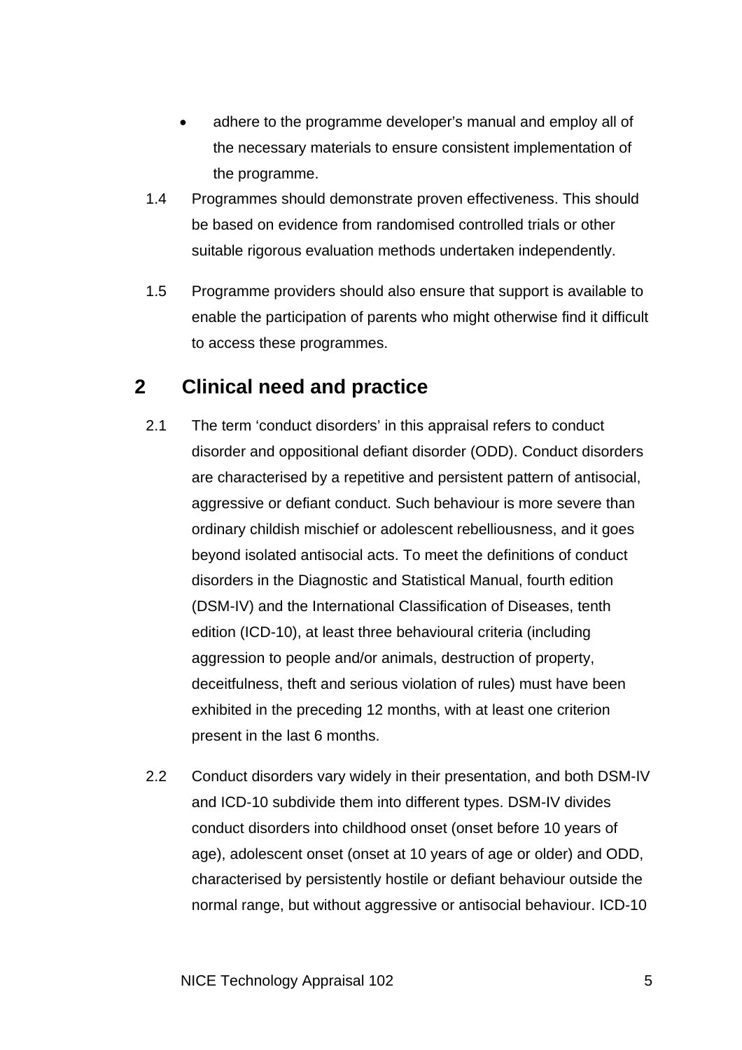- adhere to the programme developer's manual and employ all of the necessary materials to ensure consistent implementation of the programme.

1.4 Programmes should demonstrate proven effectiveness. This should be based on evidence from randomised controlled trials or other suitable rigorous evaluation methods undertaken independently.

1.5 Programme providers should also ensure that support is available to enable the participation of parents who might otherwise find it difficult to access these programmes.

## 2 Clinical need and practice

2.1 The term 'conduct disorders' in this appraisal refers to conduct disorder and oppositional defiant disorder (ODD). Conduct disorders are characterised by a repetitive and persistent pattern of antisocial, aggressive or defiant conduct. Such behaviour is more severe than ordinary childish mischief or adolescent rebelliousness, and it goes beyond isolated antisocial acts. To meet the definitions of conduct disorders in the Diagnostic and Statistical Manual, fourth edition (DSM-IV) and the International Classification of Diseases, tenth edition (ICD-10), at least three behavioural criteria (including aggression to people and/or animals, destruction of property, deceitfulness, theft and serious violation of rules) must have been exhibited in the preceding 12 months, with at least one criterion present in the last 6 months.

2.2 Conduct disorders vary widely in their presentation, and both DSM-IV and ICD-10 subdivide them into different types. DSM-IV divides conduct disorders into childhood onset (onset before 10 years of age), adolescent onset (onset at 10 years of age or older) and ODD, characterised by persistently hostile or defiant behaviour outside the normal range, but without aggressive or antisocial behaviour. ICD-10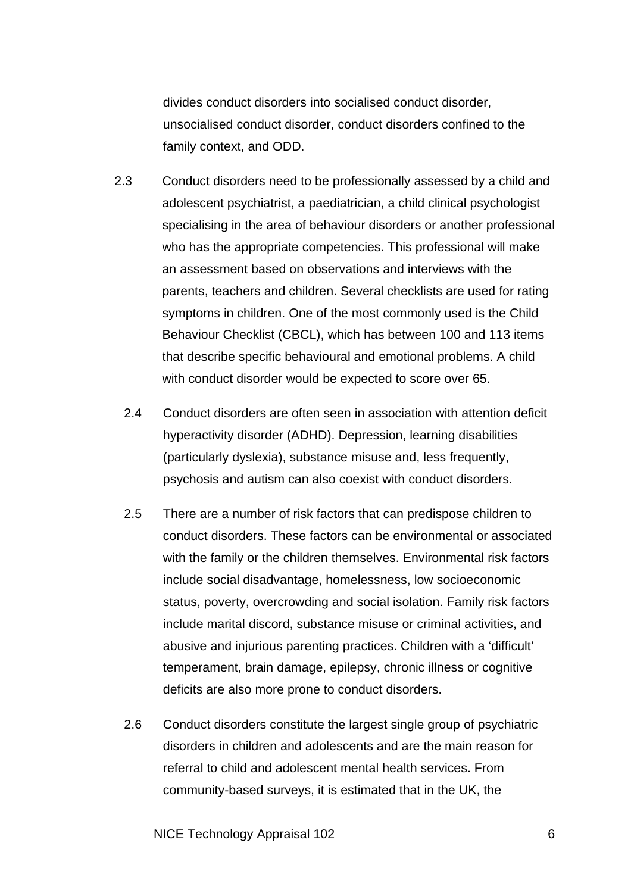divides conduct disorders into socialised conduct disorder, unsocialised conduct disorder, conduct disorders confined to the family context, and ODD.

2.3 Conduct disorders need to be professionally assessed by a child and adolescent psychiatrist, a paediatrician, a child clinical psychologist specialising in the area of behaviour disorders or another professional who has the appropriate competencies. This professional will make an assessment based on observations and interviews with the parents, teachers and children. Several checklists are used for rating symptoms in children. One of the most commonly used is the Child Behaviour Checklist (CBCL), which has between 100 and 113 items that describe specific behavioural and emotional problems. A child with conduct disorder would be expected to score over 65.

2.4 Conduct disorders are often seen in association with attention deficit hyperactivity disorder (ADHD). Depression, learning disabilities (particularly dyslexia), substance misuse and, less frequently, psychosis and autism can also coexist with conduct disorders.

2.5 There are a number of risk factors that can predispose children to conduct disorders. These factors can be environmental or associated with the family or the children themselves. Environmental risk factors include social disadvantage, homelessness, low socioeconomic status, poverty, overcrowding and social isolation. Family risk factors include marital discord, substance misuse or criminal activities, and abusive and injurious parenting practices. Children with a 'difficult' temperament, brain damage, epilepsy, chronic illness or cognitive deficits are also more prone to conduct disorders.

2.6 Conduct disorders constitute the largest single group of psychiatric disorders in children and adolescents and are the main reason for referral to child and adolescent mental health services. From community-based surveys, it is estimated that in the UK, the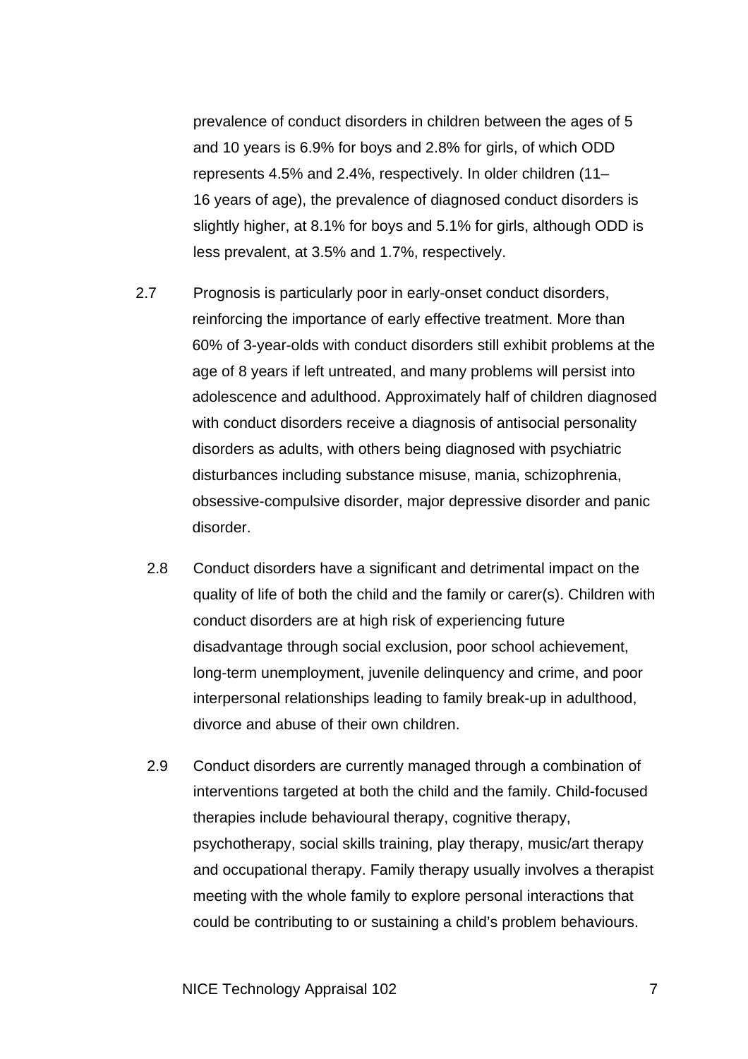prevalence of conduct disorders in children between the ages of 5 and 10 years is 6.9% for boys and 2.8% for girls, of which ODD represents 4.5% and 2.4%, respectively. In older children (11–16 years of age), the prevalence of diagnosed conduct disorders is slightly higher, at 8.1% for boys and 5.1% for girls, although ODD is less prevalent, at 3.5% and 1.7%, respectively.

2.7 Prognosis is particularly poor in early-onset conduct disorders, reinforcing the importance of early effective treatment. More than 60% of 3-year-olds with conduct disorders still exhibit problems at the age of 8 years if left untreated, and many problems will persist into adolescence and adulthood. Approximately half of children diagnosed with conduct disorders receive a diagnosis of antisocial personality disorders as adults, with others being diagnosed with psychiatric disturbances including substance misuse, mania, schizophrenia, obsessive-compulsive disorder, major depressive disorder and panic disorder.

2.8 Conduct disorders have a significant and detrimental impact on the quality of life of both the child and the family or carer(s). Children with conduct disorders are at high risk of experiencing future disadvantage through social exclusion, poor school achievement, long-term unemployment, juvenile delinquency and crime, and poor interpersonal relationships leading to family break-up in adulthood, divorce and abuse of their own children.

2.9 Conduct disorders are currently managed through a combination of interventions targeted at both the child and the family. Child-focused therapies include behavioural therapy, cognitive therapy, psychotherapy, social skills training, play therapy, music/art therapy and occupational therapy. Family therapy usually involves a therapist meeting with the whole family to explore personal interactions that could be contributing to or sustaining a child's problem behaviours.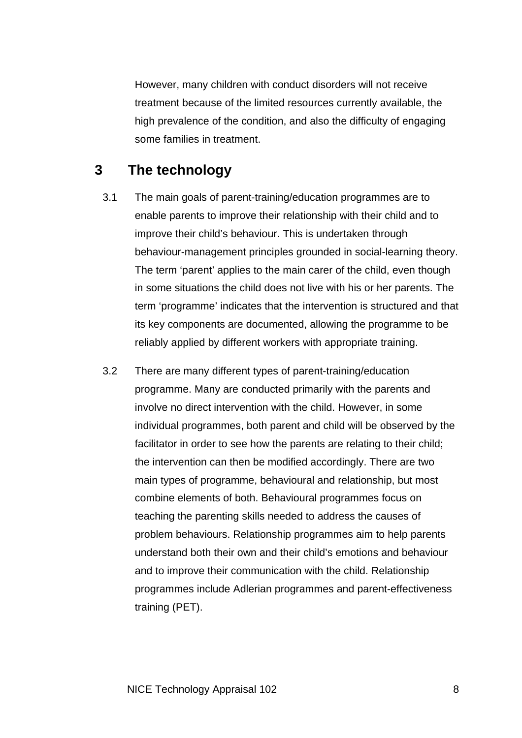However, many children with conduct disorders will not receive treatment because of the limited resources currently available, the high prevalence of the condition, and also the difficulty of engaging some families in treatment.

# 3 The technology

3.1 The main goals of parent-training/education programmes are to enable parents to improve their relationship with their child and to improve their child's behaviour. This is undertaken through behaviour-management principles grounded in social-learning theory. The term 'parent' applies to the main carer of the child, even though in some situations the child does not live with his or her parents. The term 'programme' indicates that the intervention is structured and that its key components are documented, allowing the programme to be reliably applied by different workers with appropriate training.

3.2 There are many different types of parent-training/education programme. Many are conducted primarily with the parents and involve no direct intervention with the child. However, in some individual programmes, both parent and child will be observed by the facilitator in order to see how the parents are relating to their child; the intervention can then be modified accordingly. There are two main types of programme, behavioural and relationship, but most combine elements of both. Behavioural programmes focus on teaching the parenting skills needed to address the causes of problem behaviours. Relationship programmes aim to help parents understand both their own and their child's emotions and behaviour and to improve their communication with the child. Relationship programmes include Adlerian programmes and parent-effectiveness training (PET).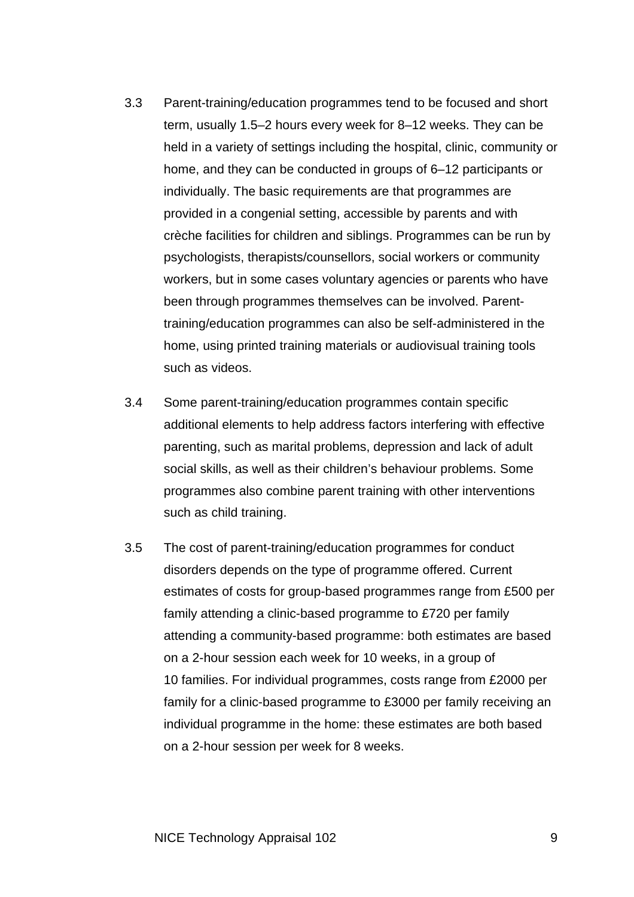3.3 Parent-training/education programmes tend to be focused and short term, usually 1.5–2 hours every week for 8–12 weeks. They can be held in a variety of settings including the hospital, clinic, community or home, and they can be conducted in groups of 6–12 participants or individually. The basic requirements are that programmes are provided in a congenial setting, accessible by parents and with crèche facilities for children and siblings. Programmes can be run by psychologists, therapists/counsellors, social workers or community workers, but in some cases voluntary agencies or parents who have been through programmes themselves can be involved. Parent-training/education programmes can also be self-administered in the home, using printed training materials or audiovisual training tools such as videos.

3.4 Some parent-training/education programmes contain specific additional elements to help address factors interfering with effective parenting, such as marital problems, depression and lack of adult social skills, as well as their children's behaviour problems. Some programmes also combine parent training with other interventions such as child training.

3.5 The cost of parent-training/education programmes for conduct disorders depends on the type of programme offered. Current estimates of costs for group-based programmes range from £500 per family attending a clinic-based programme to £720 per family attending a community-based programme: both estimates are based on a 2-hour session each week for 10 weeks, in a group of 10 families. For individual programmes, costs range from £2000 per family for a clinic-based programme to £3000 per family receiving an individual programme in the home: these estimates are both based on a 2-hour session per week for 8 weeks.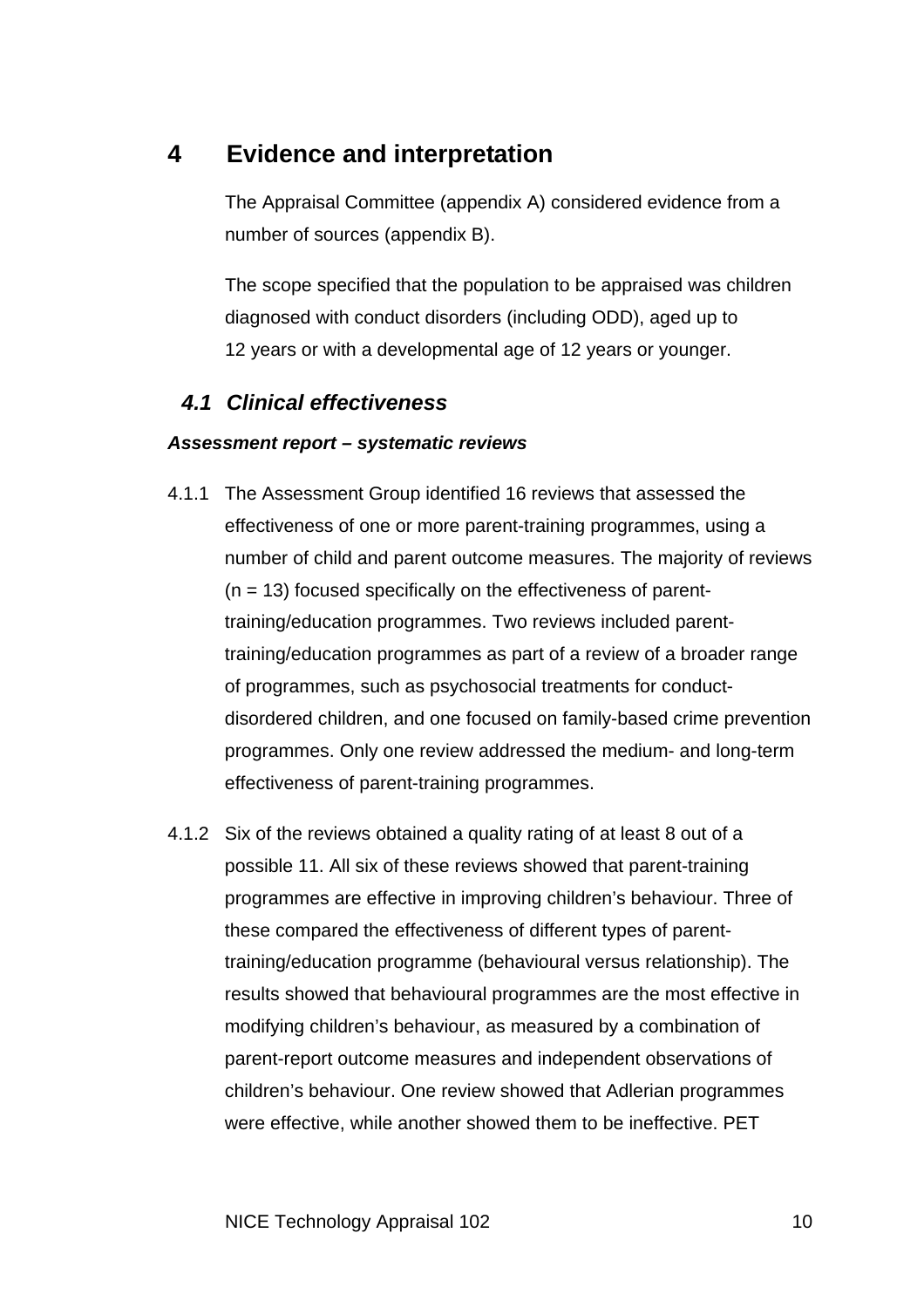# 4 Evidence and interpretation

The Appraisal Committee (appendix A) considered evidence from a number of sources (appendix B).

The scope specified that the population to be appraised was children diagnosed with conduct disorders (including ODD), aged up to 12 years or with a developmental age of 12 years or younger.

## *4.1 Clinical effectiveness*

***Assessment report – systematic reviews***

4.1.1 The Assessment Group identified 16 reviews that assessed the effectiveness of one or more parent-training programmes, using a number of child and parent outcome measures. The majority of reviews (n = 13) focused specifically on the effectiveness of parent-training/education programmes. Two reviews included parent-training/education programmes as part of a review of a broader range of programmes, such as psychosocial treatments for conduct-disordered children, and one focused on family-based crime prevention programmes. Only one review addressed the medium- and long-term effectiveness of parent-training programmes.

4.1.2 Six of the reviews obtained a quality rating of at least 8 out of a possible 11. All six of these reviews showed that parent-training programmes are effective in improving children's behaviour. Three of these compared the effectiveness of different types of parent-training/education programme (behavioural versus relationship). The results showed that behavioural programmes are the most effective in modifying children's behaviour, as measured by a combination of parent-report outcome measures and independent observations of children's behaviour. One review showed that Adlerian programmes were effective, while another showed them to be ineffective. PET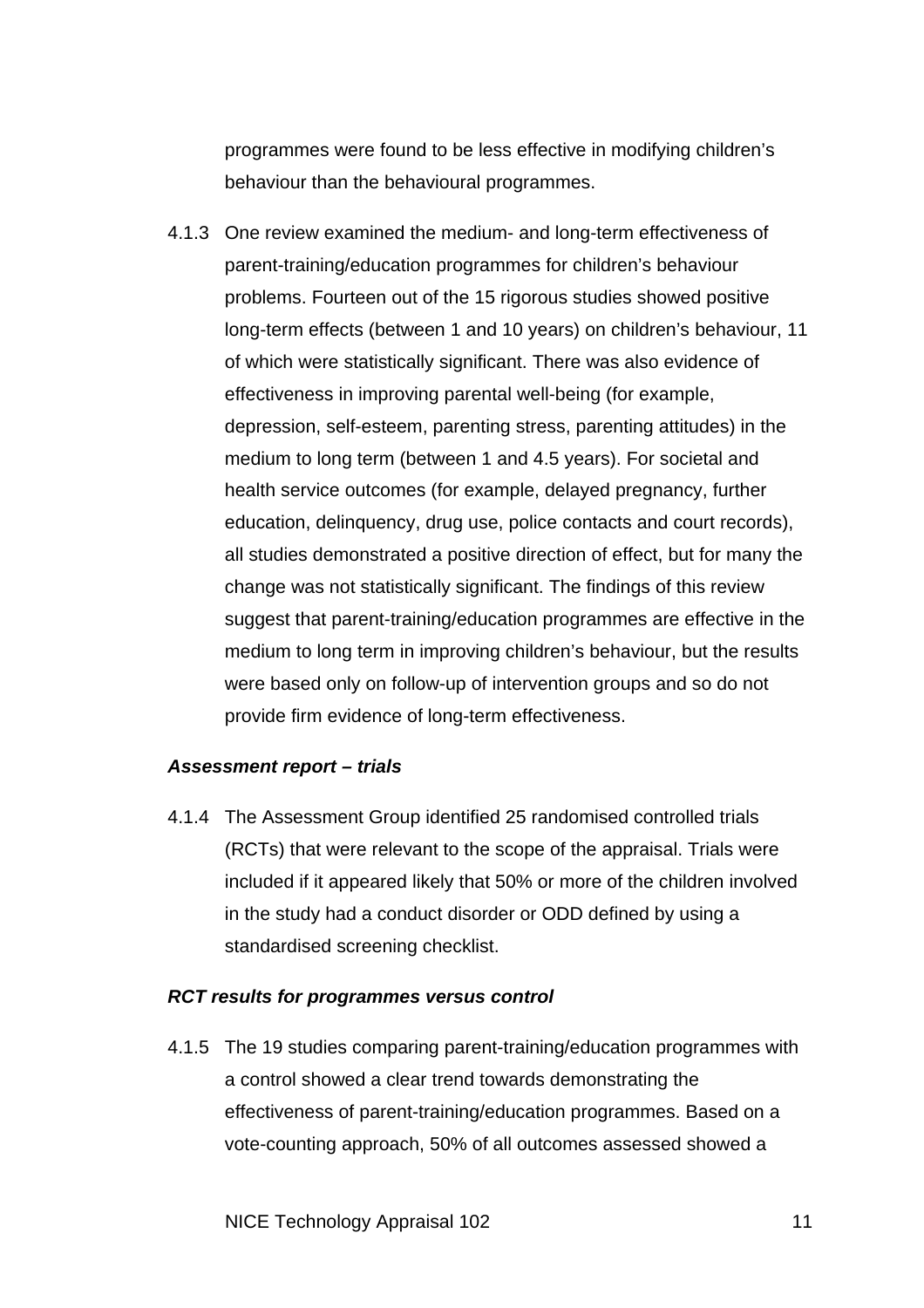programmes were found to be less effective in modifying children's behaviour than the behavioural programmes.

4.1.3 One review examined the medium- and long-term effectiveness of parent-training/education programmes for children's behaviour problems. Fourteen out of the 15 rigorous studies showed positive long-term effects (between 1 and 10 years) on children's behaviour, 11 of which were statistically significant. There was also evidence of effectiveness in improving parental well-being (for example, depression, self-esteem, parenting stress, parenting attitudes) in the medium to long term (between 1 and 4.5 years). For societal and health service outcomes (for example, delayed pregnancy, further education, delinquency, drug use, police contacts and court records), all studies demonstrated a positive direction of effect, but for many the change was not statistically significant. The findings of this review suggest that parent-training/education programmes are effective in the medium to long term in improving children's behaviour, but the results were based only on follow-up of intervention groups and so do not provide firm evidence of long-term effectiveness.

***Assessment report – trials***

4.1.4 The Assessment Group identified 25 randomised controlled trials (RCTs) that were relevant to the scope of the appraisal. Trials were included if it appeared likely that 50% or more of the children involved in the study had a conduct disorder or ODD defined by using a standardised screening checklist.

***RCT results for programmes versus control***

4.1.5 The 19 studies comparing parent-training/education programmes with a control showed a clear trend towards demonstrating the effectiveness of parent-training/education programmes. Based on a vote-counting approach, 50% of all outcomes assessed showed a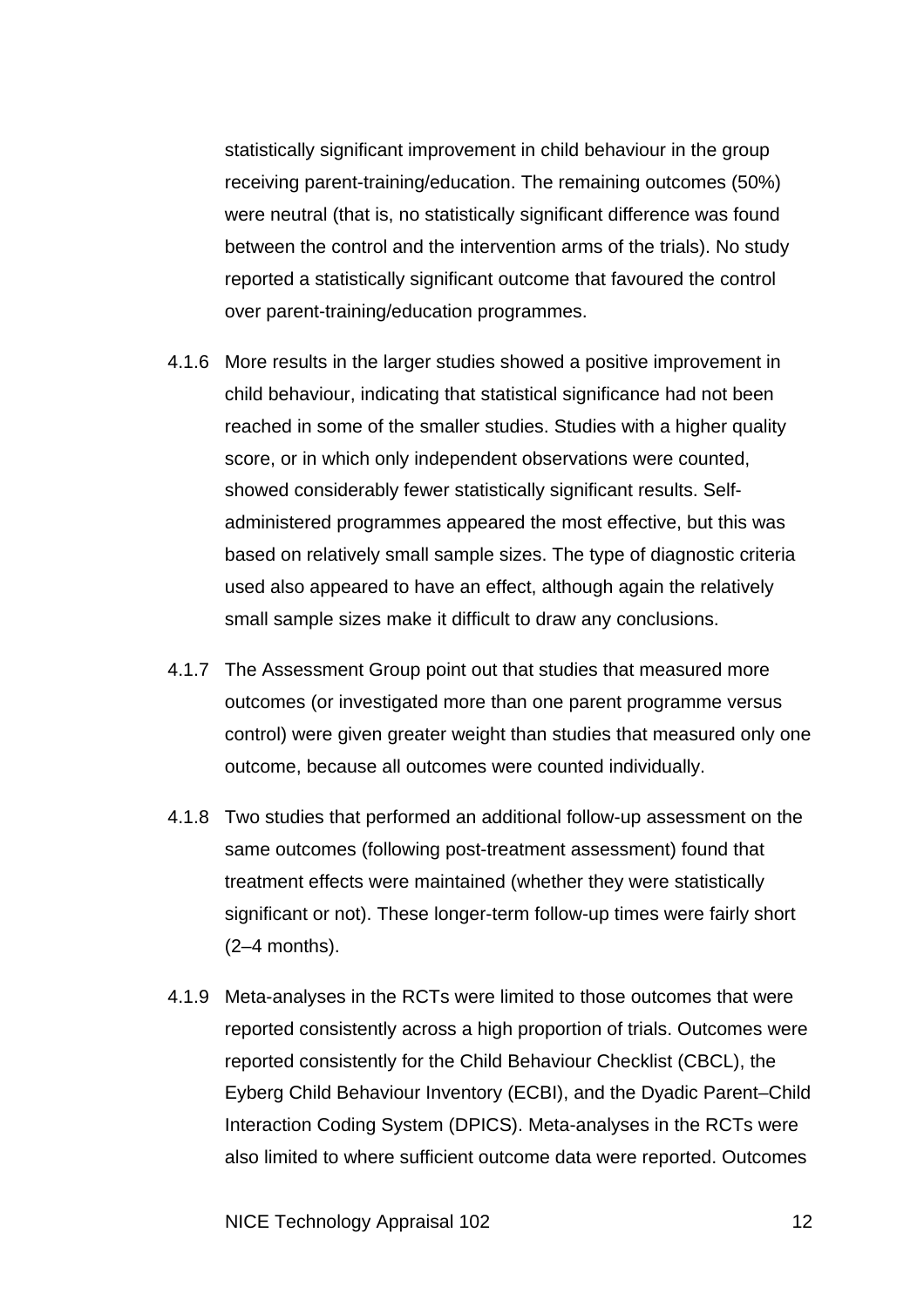statistically significant improvement in child behaviour in the group receiving parent-training/education. The remaining outcomes (50%) were neutral (that is, no statistically significant difference was found between the control and the intervention arms of the trials). No study reported a statistically significant outcome that favoured the control over parent-training/education programmes.

4.1.6 More results in the larger studies showed a positive improvement in child behaviour, indicating that statistical significance had not been reached in some of the smaller studies. Studies with a higher quality score, or in which only independent observations were counted, showed considerably fewer statistically significant results. Self-administered programmes appeared the most effective, but this was based on relatively small sample sizes. The type of diagnostic criteria used also appeared to have an effect, although again the relatively small sample sizes make it difficult to draw any conclusions.

4.1.7 The Assessment Group point out that studies that measured more outcomes (or investigated more than one parent programme versus control) were given greater weight than studies that measured only one outcome, because all outcomes were counted individually.

4.1.8 Two studies that performed an additional follow-up assessment on the same outcomes (following post-treatment assessment) found that treatment effects were maintained (whether they were statistically significant or not). These longer-term follow-up times were fairly short (2–4 months).

4.1.9 Meta-analyses in the RCTs were limited to those outcomes that were reported consistently across a high proportion of trials. Outcomes were reported consistently for the Child Behaviour Checklist (CBCL), the Eyberg Child Behaviour Inventory (ECBI), and the Dyadic Parent–Child Interaction Coding System (DPICS). Meta-analyses in the RCTs were also limited to where sufficient outcome data were reported. Outcomes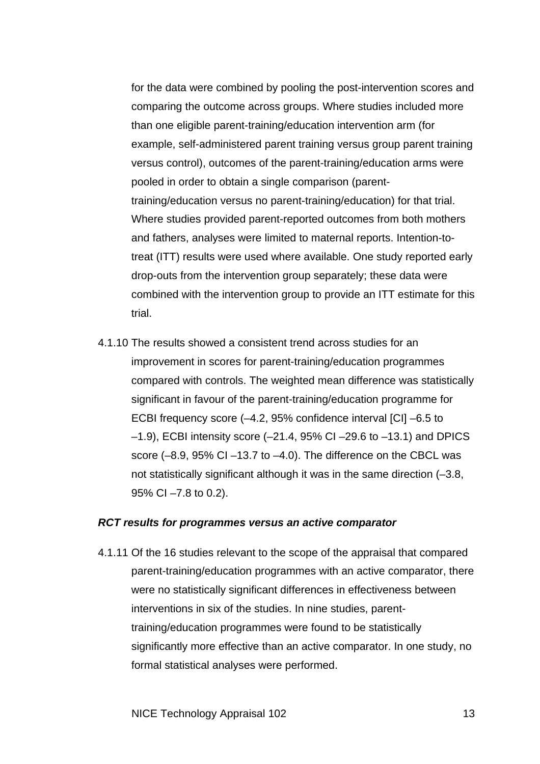for the data were combined by pooling the post-intervention scores and comparing the outcome across groups. Where studies included more than one eligible parent-training/education intervention arm (for example, self-administered parent training versus group parent training versus control), outcomes of the parent-training/education arms were pooled in order to obtain a single comparison (parent-training/education versus no parent-training/education) for that trial. Where studies provided parent-reported outcomes from both mothers and fathers, analyses were limited to maternal reports. Intention-to-treat (ITT) results were used where available. One study reported early drop-outs from the intervention group separately; these data were combined with the intervention group to provide an ITT estimate for this trial.

4.1.10 The results showed a consistent trend across studies for an improvement in scores for parent-training/education programmes compared with controls. The weighted mean difference was statistically significant in favour of the parent-training/education programme for ECBI frequency score (–4.2, 95% confidence interval [CI] –6.5 to –1.9), ECBI intensity score (–21.4, 95% CI –29.6 to –13.1) and DPICS score (–8.9, 95% CI –13.7 to –4.0). The difference on the CBCL was not statistically significant although it was in the same direction (–3.8, 95% CI –7.8 to 0.2).

***RCT results for programmes versus an active comparator***

4.1.11 Of the 16 studies relevant to the scope of the appraisal that compared parent-training/education programmes with an active comparator, there were no statistically significant differences in effectiveness between interventions in six of the studies. In nine studies, parent-training/education programmes were found to be statistically significantly more effective than an active comparator. In one study, no formal statistical analyses were performed.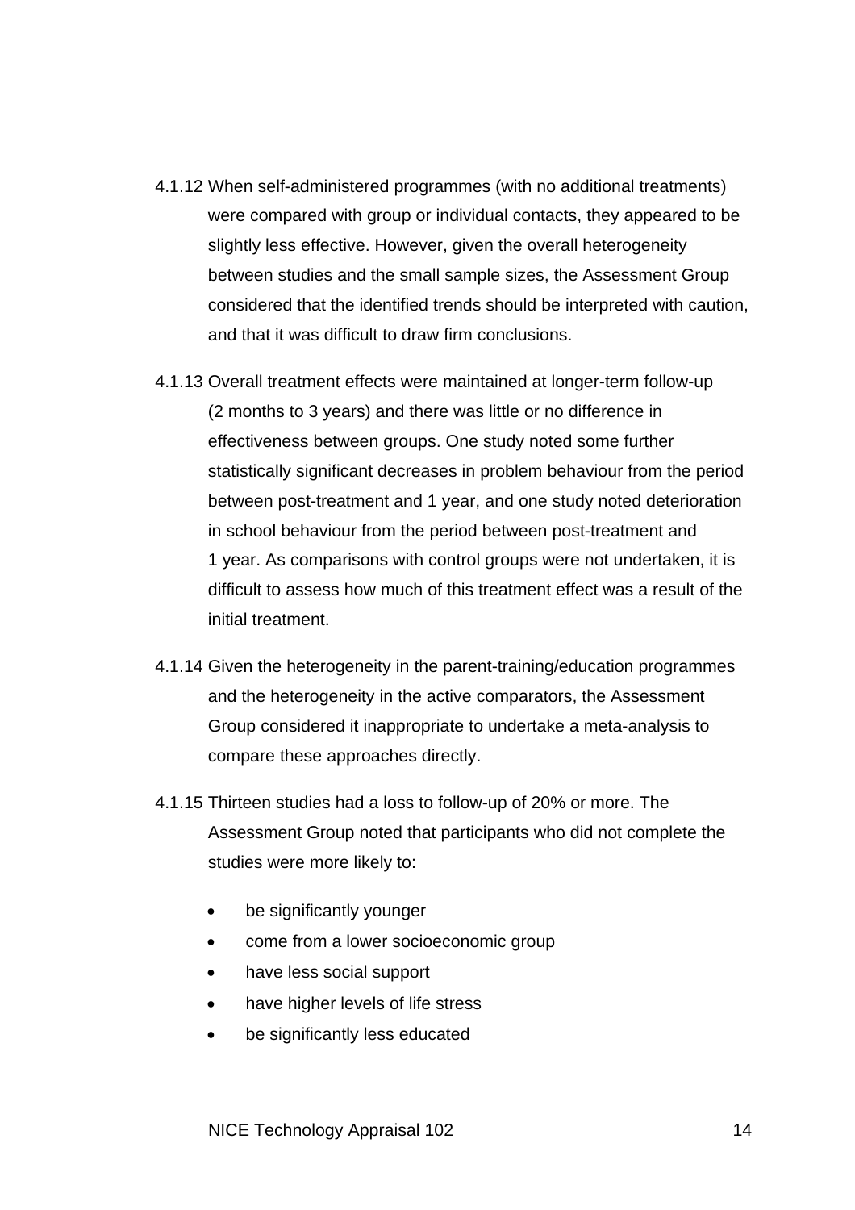4.1.12 When self-administered programmes (with no additional treatments) were compared with group or individual contacts, they appeared to be slightly less effective. However, given the overall heterogeneity between studies and the small sample sizes, the Assessment Group considered that the identified trends should be interpreted with caution, and that it was difficult to draw firm conclusions.

4.1.13 Overall treatment effects were maintained at longer-term follow-up (2 months to 3 years) and there was little or no difference in effectiveness between groups. One study noted some further statistically significant decreases in problem behaviour from the period between post-treatment and 1 year, and one study noted deterioration in school behaviour from the period between post-treatment and 1 year. As comparisons with control groups were not undertaken, it is difficult to assess how much of this treatment effect was a result of the initial treatment.

4.1.14 Given the heterogeneity in the parent-training/education programmes and the heterogeneity in the active comparators, the Assessment Group considered it inappropriate to undertake a meta-analysis to compare these approaches directly.

4.1.15 Thirteen studies had a loss to follow-up of 20% or more. The Assessment Group noted that participants who did not complete the studies were more likely to:

- be significantly younger
- come from a lower socioeconomic group
- have less social support
- have higher levels of life stress
- be significantly less educated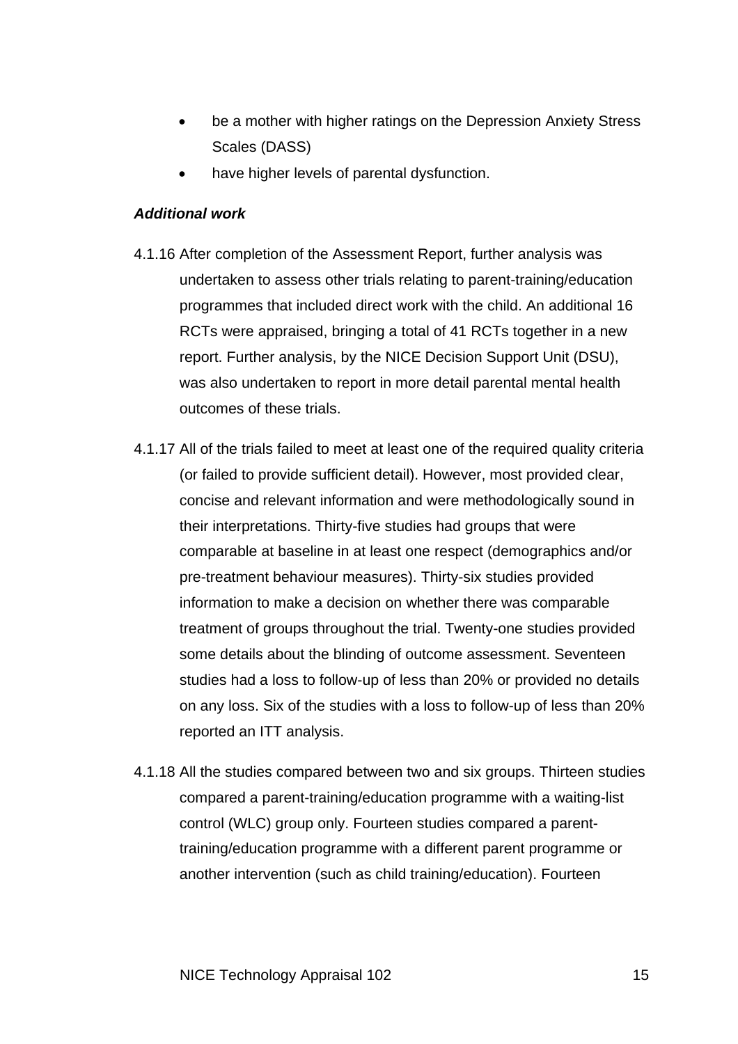- be a mother with higher ratings on the Depression Anxiety Stress Scales (DASS)
- have higher levels of parental dysfunction.

***Additional work***

4.1.16 After completion of the Assessment Report, further analysis was undertaken to assess other trials relating to parent-training/education programmes that included direct work with the child. An additional 16 RCTs were appraised, bringing a total of 41 RCTs together in a new report. Further analysis, by the NICE Decision Support Unit (DSU), was also undertaken to report in more detail parental mental health outcomes of these trials.

4.1.17 All of the trials failed to meet at least one of the required quality criteria (or failed to provide sufficient detail). However, most provided clear, concise and relevant information and were methodologically sound in their interpretations. Thirty-five studies had groups that were comparable at baseline in at least one respect (demographics and/or pre-treatment behaviour measures). Thirty-six studies provided information to make a decision on whether there was comparable treatment of groups throughout the trial. Twenty-one studies provided some details about the blinding of outcome assessment. Seventeen studies had a loss to follow-up of less than 20% or provided no details on any loss. Six of the studies with a loss to follow-up of less than 20% reported an ITT analysis.

4.1.18 All the studies compared between two and six groups. Thirteen studies compared a parent-training/education programme with a waiting-list control (WLC) group only. Fourteen studies compared a parent-training/education programme with a different parent programme or another intervention (such as child training/education). Fourteen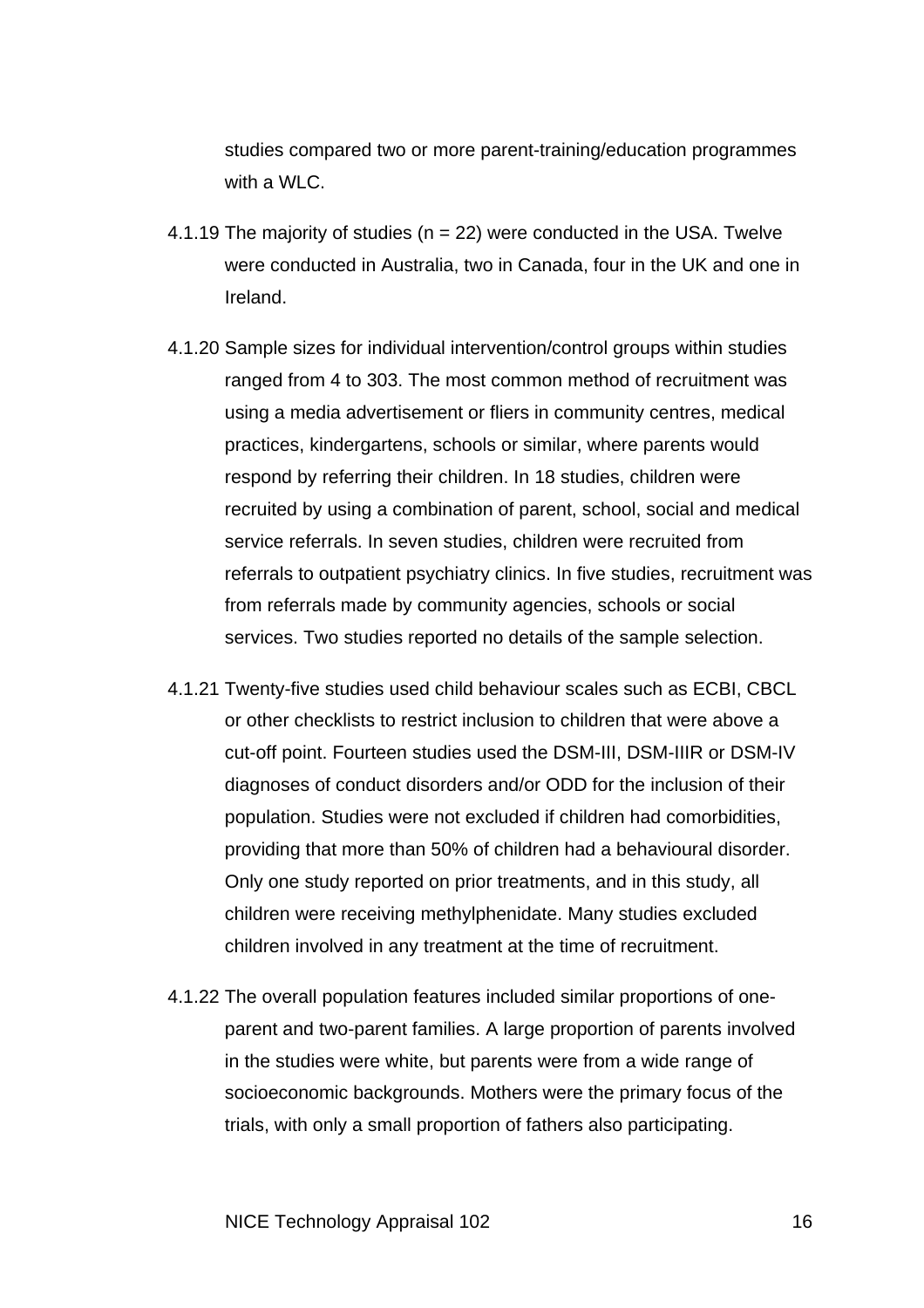studies compared two or more parent-training/education programmes with a WLC.

4.1.19 The majority of studies (n = 22) were conducted in the USA. Twelve were conducted in Australia, two in Canada, four in the UK and one in Ireland.

4.1.20 Sample sizes for individual intervention/control groups within studies ranged from 4 to 303. The most common method of recruitment was using a media advertisement or fliers in community centres, medical practices, kindergartens, schools or similar, where parents would respond by referring their children. In 18 studies, children were recruited by using a combination of parent, school, social and medical service referrals. In seven studies, children were recruited from referrals to outpatient psychiatry clinics. In five studies, recruitment was from referrals made by community agencies, schools or social services. Two studies reported no details of the sample selection.

4.1.21 Twenty-five studies used child behaviour scales such as ECBI, CBCL or other checklists to restrict inclusion to children that were above a cut-off point. Fourteen studies used the DSM-III, DSM-IIIR or DSM-IV diagnoses of conduct disorders and/or ODD for the inclusion of their population. Studies were not excluded if children had comorbidities, providing that more than 50% of children had a behavioural disorder. Only one study reported on prior treatments, and in this study, all children were receiving methylphenidate. Many studies excluded children involved in any treatment at the time of recruitment.

4.1.22 The overall population features included similar proportions of one-parent and two-parent families. A large proportion of parents involved in the studies were white, but parents were from a wide range of socioeconomic backgrounds. Mothers were the primary focus of the trials, with only a small proportion of fathers also participating.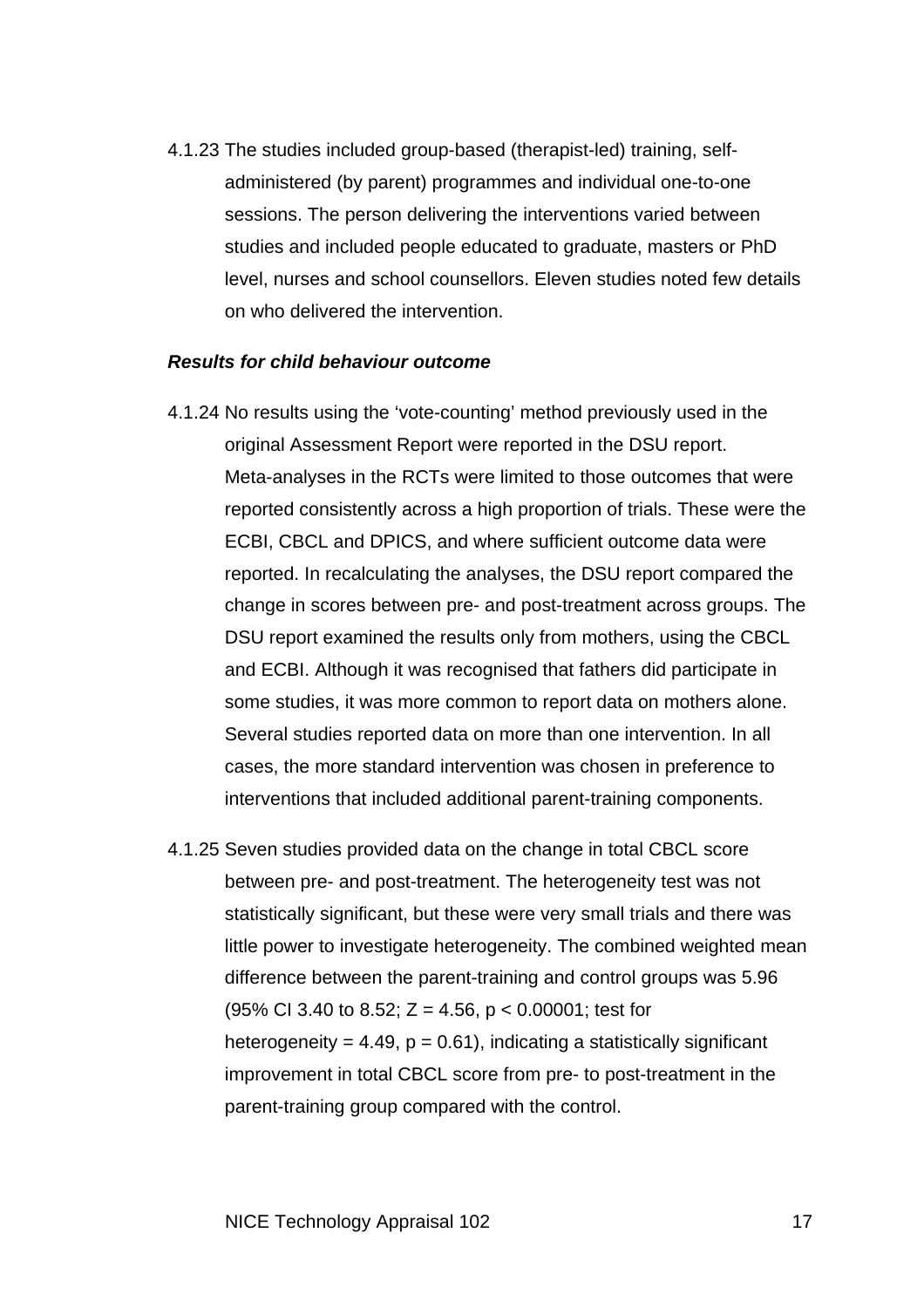4.1.23 The studies included group-based (therapist-led) training, self-administered (by parent) programmes and individual one-to-one sessions. The person delivering the interventions varied between studies and included people educated to graduate, masters or PhD level, nurses and school counsellors. Eleven studies noted few details on who delivered the intervention.

***Results for child behaviour outcome***

4.1.24 No results using the ‘vote-counting’ method previously used in the original Assessment Report were reported in the DSU report. Meta-analyses in the RCTs were limited to those outcomes that were reported consistently across a high proportion of trials. These were the ECBI, CBCL and DPICS, and where sufficient outcome data were reported. In recalculating the analyses, the DSU report compared the change in scores between pre- and post-treatment across groups. The DSU report examined the results only from mothers, using the CBCL and ECBI. Although it was recognised that fathers did participate in some studies, it was more common to report data on mothers alone. Several studies reported data on more than one intervention. In all cases, the more standard intervention was chosen in preference to interventions that included additional parent-training components.

4.1.25 Seven studies provided data on the change in total CBCL score between pre- and post-treatment. The heterogeneity test was not statistically significant, but these were very small trials and there was little power to investigate heterogeneity. The combined weighted mean difference between the parent-training and control groups was 5.96 (95% CI 3.40 to 8.52; $Z = 4.56$, $p < 0.00001$; test for heterogeneity = 4.49, $p = 0.61$), indicating a statistically significant improvement in total CBCL score from pre- to post-treatment in the parent-training group compared with the control.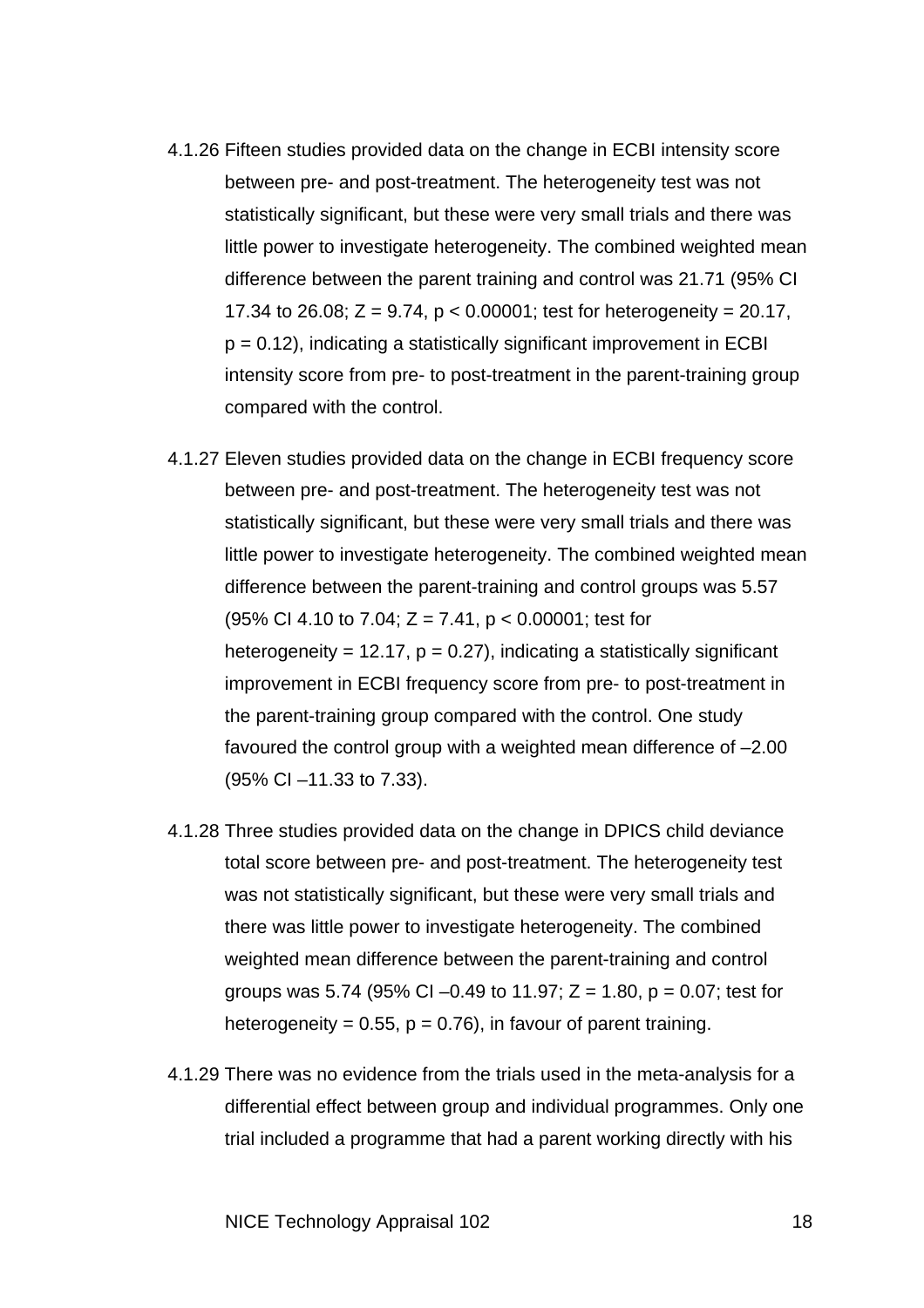4.1.26 Fifteen studies provided data on the change in ECBI intensity score between pre- and post-treatment. The heterogeneity test was not statistically significant, but these were very small trials and there was little power to investigate heterogeneity. The combined weighted mean difference between the parent training and control was 21.71 (95% CI 17.34 to 26.08; $Z = 9.74$, $p < 0.00001$; test for heterogeneity = 20.17, $p = 0.12$), indicating a statistically significant improvement in ECBI intensity score from pre- to post-treatment in the parent-training group compared with the control.

4.1.27 Eleven studies provided data on the change in ECBI frequency score between pre- and post-treatment. The heterogeneity test was not statistically significant, but these were very small trials and there was little power to investigate heterogeneity. The combined weighted mean difference between the parent-training and control groups was 5.57 (95% CI 4.10 to 7.04; $Z = 7.41$, $p < 0.00001$; test for heterogeneity = 12.17, $p = 0.27$), indicating a statistically significant improvement in ECBI frequency score from pre- to post-treatment in the parent-training group compared with the control. One study favoured the control group with a weighted mean difference of –2.00 (95% CI –11.33 to 7.33).

4.1.28 Three studies provided data on the change in DPICS child deviance total score between pre- and post-treatment. The heterogeneity test was not statistically significant, but these were very small trials and there was little power to investigate heterogeneity. The combined weighted mean difference between the parent-training and control groups was 5.74 (95% CI –0.49 to 11.97; $Z = 1.80$, $p = 0.07$; test for heterogeneity = 0.55, $p = 0.76$), in favour of parent training.

4.1.29 There was no evidence from the trials used in the meta-analysis for a differential effect between group and individual programmes. Only one trial included a programme that had a parent working directly with his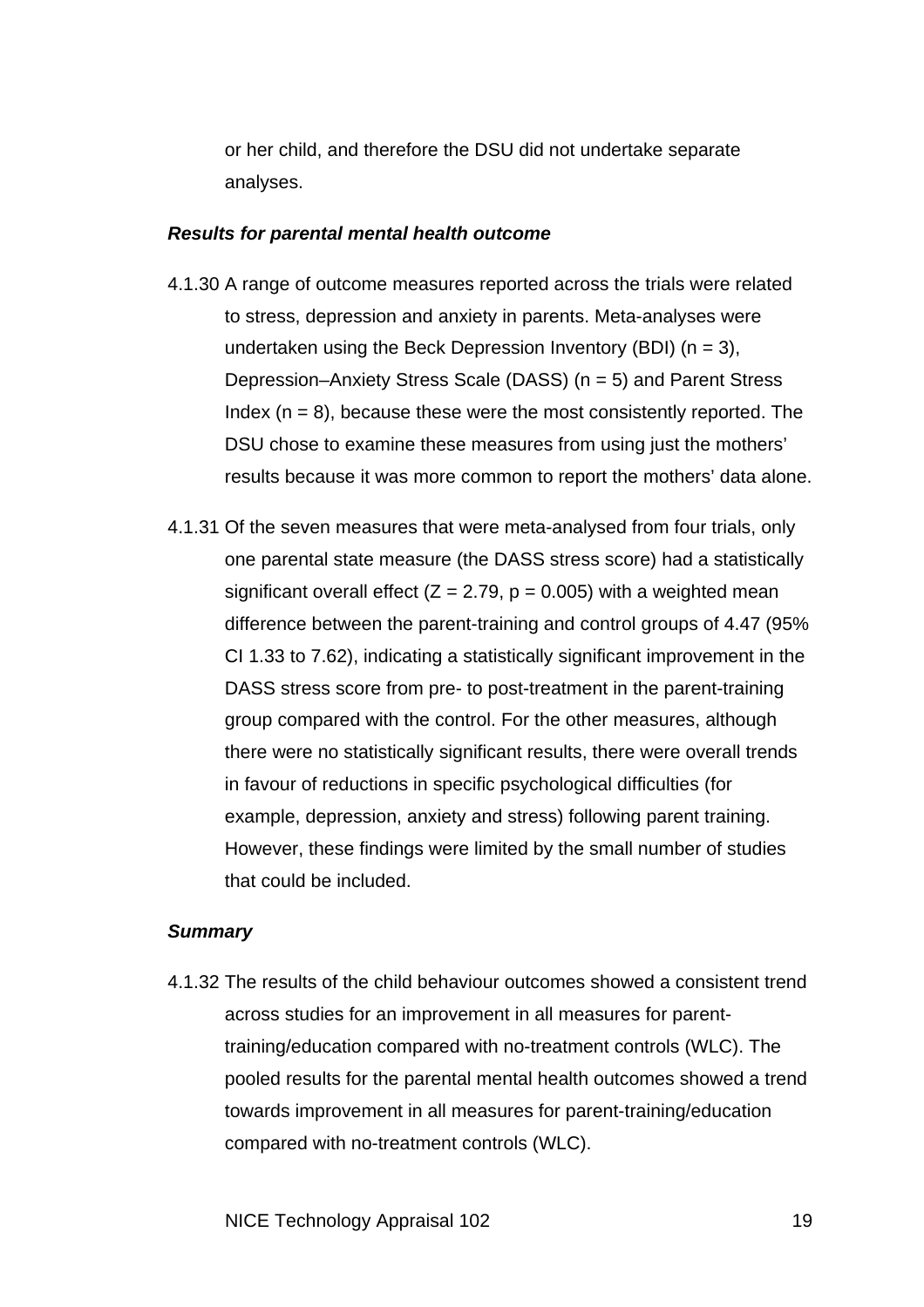or her child, and therefore the DSU did not undertake separate analyses.

***Results for parental mental health outcome***

4.1.30 A range of outcome measures reported across the trials were related to stress, depression and anxiety in parents. Meta-analyses were undertaken using the Beck Depression Inventory (BDI) ($n = 3$), Depression–Anxiety Stress Scale (DASS) ($n = 5$) and Parent Stress Index ($n = 8$), because these were the most consistently reported. The DSU chose to examine these measures from using just the mothers' results because it was more common to report the mothers' data alone.

4.1.31 Of the seven measures that were meta-analysed from four trials, only one parental state measure (the DASS stress score) had a statistically significant overall effect ($Z = 2.79$, $p = 0.005$) with a weighted mean difference between the parent-training and control groups of 4.47 (95% CI 1.33 to 7.62), indicating a statistically significant improvement in the DASS stress score from pre- to post-treatment in the parent-training group compared with the control. For the other measures, although there were no statistically significant results, there were overall trends in favour of reductions in specific psychological difficulties (for example, depression, anxiety and stress) following parent training. However, these findings were limited by the small number of studies that could be included.

***Summary***

4.1.32 The results of the child behaviour outcomes showed a consistent trend across studies for an improvement in all measures for parent-training/education compared with no-treatment controls (WLC). The pooled results for the parental mental health outcomes showed a trend towards improvement in all measures for parent-training/education compared with no-treatment controls (WLC).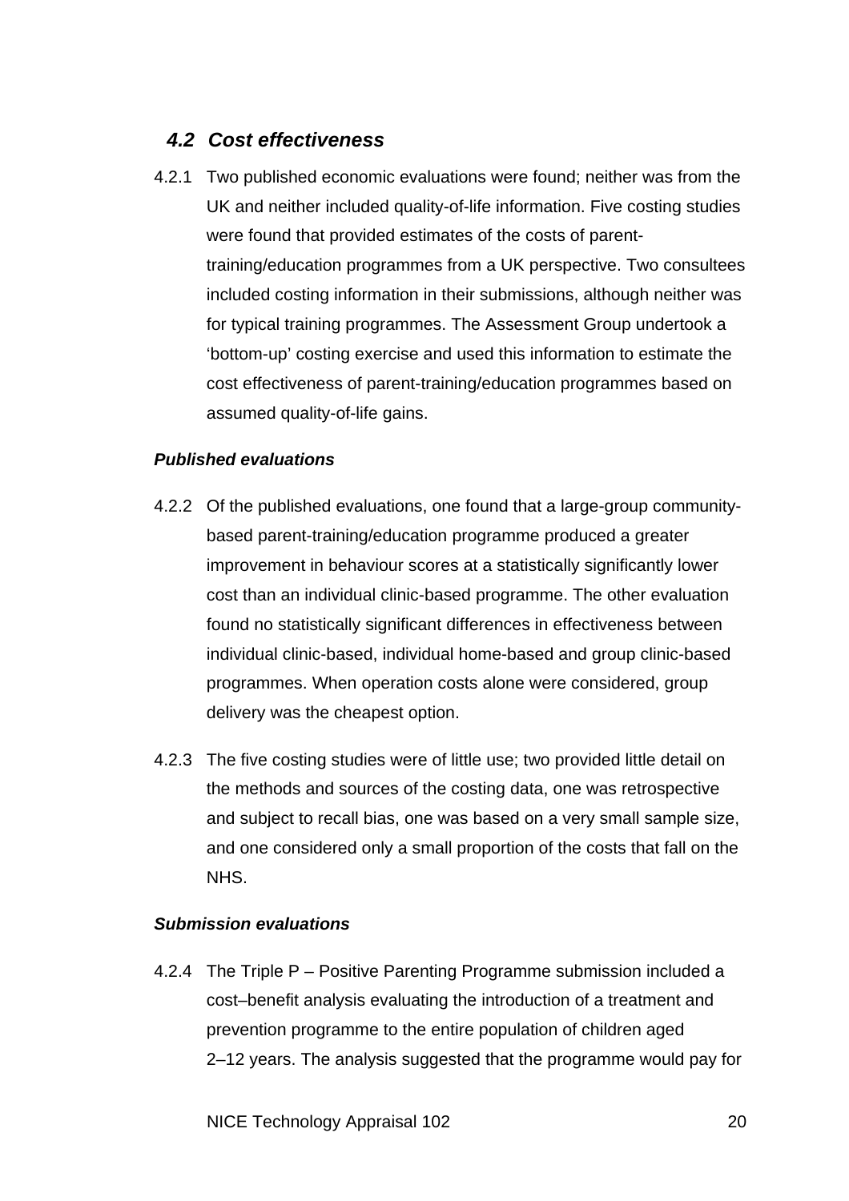## 4.2 Cost effectiveness

4.2.1 Two published economic evaluations were found; neither was from the UK and neither included quality-of-life information. Five costing studies were found that provided estimates of the costs of parent-training/education programmes from a UK perspective. Two consultees included costing information in their submissions, although neither was for typical training programmes. The Assessment Group undertook a 'bottom-up' costing exercise and used this information to estimate the cost effectiveness of parent-training/education programmes based on assumed quality-of-life gains.

### *Published evaluations*

4.2.2 Of the published evaluations, one found that a large-group community-based parent-training/education programme produced a greater improvement in behaviour scores at a statistically significantly lower cost than an individual clinic-based programme. The other evaluation found no statistically significant differences in effectiveness between individual clinic-based, individual home-based and group clinic-based programmes. When operation costs alone were considered, group delivery was the cheapest option.

4.2.3 The five costing studies were of little use; two provided little detail on the methods and sources of the costing data, one was retrospective and subject to recall bias, one was based on a very small sample size, and one considered only a small proportion of the costs that fall on the NHS.

### *Submission evaluations*

4.2.4 The Triple P – Positive Parenting Programme submission included a cost–benefit analysis evaluating the introduction of a treatment and prevention programme to the entire population of children aged 2–12 years. The analysis suggested that the programme would pay for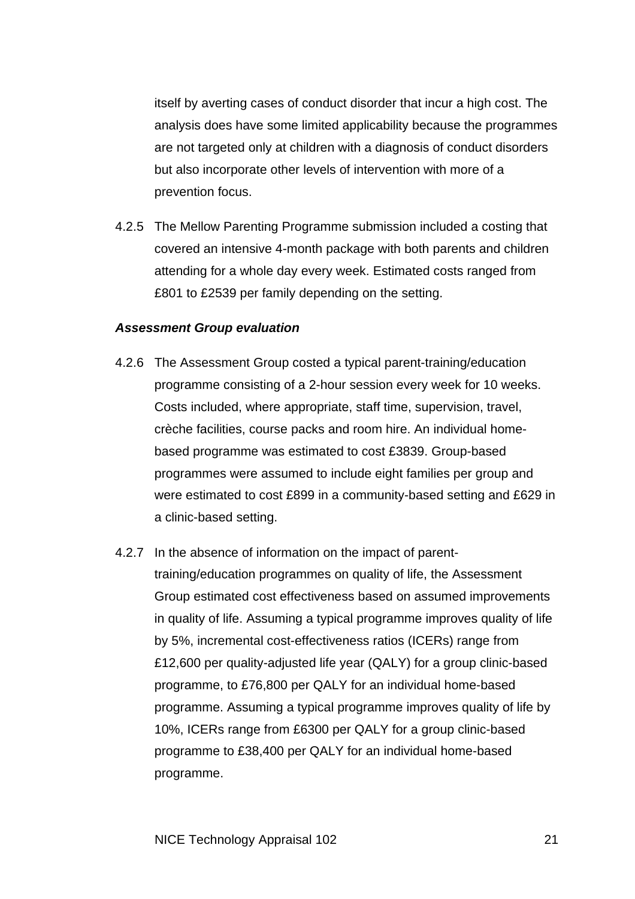itself by averting cases of conduct disorder that incur a high cost. The analysis does have some limited applicability because the programmes are not targeted only at children with a diagnosis of conduct disorders but also incorporate other levels of intervention with more of a prevention focus.

4.2.5 The Mellow Parenting Programme submission included a costing that covered an intensive 4-month package with both parents and children attending for a whole day every week. Estimated costs ranged from £801 to £2539 per family depending on the setting.

***Assessment Group evaluation***

4.2.6 The Assessment Group costed a typical parent-training/education programme consisting of a 2-hour session every week for 10 weeks. Costs included, where appropriate, staff time, supervision, travel, crèche facilities, course packs and room hire. An individual home-based programme was estimated to cost £3839. Group-based programmes were assumed to include eight families per group and were estimated to cost £899 in a community-based setting and £629 in a clinic-based setting.

4.2.7 In the absence of information on the impact of parent-training/education programmes on quality of life, the Assessment Group estimated cost effectiveness based on assumed improvements in quality of life. Assuming a typical programme improves quality of life by 5%, incremental cost-effectiveness ratios (ICERs) range from £12,600 per quality-adjusted life year (QALY) for a group clinic-based programme, to £76,800 per QALY for an individual home-based programme. Assuming a typical programme improves quality of life by 10%, ICERs range from £6300 per QALY for a group clinic-based programme to £38,400 per QALY for an individual home-based programme.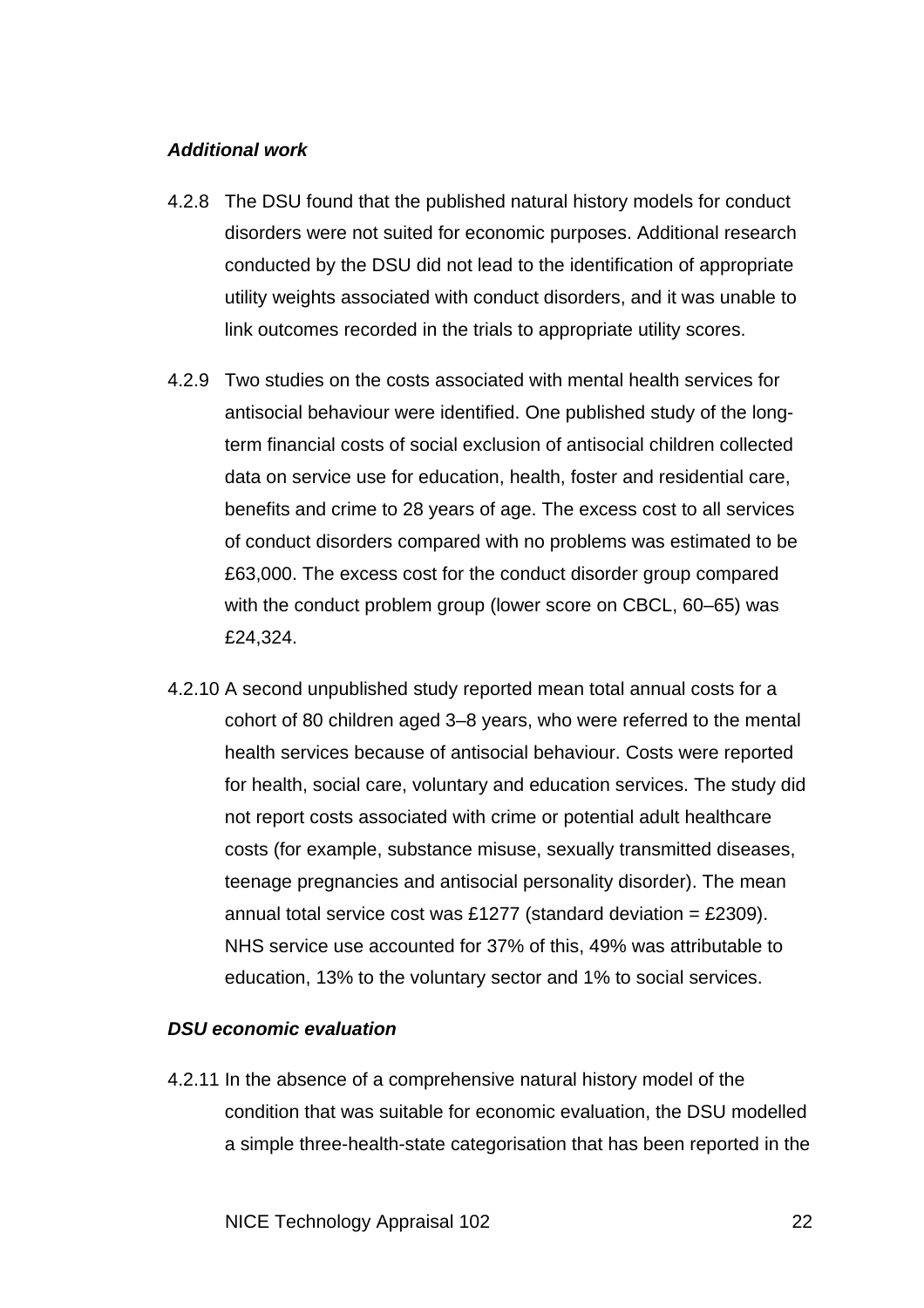***Additional work***

4.2.8 The DSU found that the published natural history models for conduct disorders were not suited for economic purposes. Additional research conducted by the DSU did not lead to the identification of appropriate utility weights associated with conduct disorders, and it was unable to link outcomes recorded in the trials to appropriate utility scores.

4.2.9 Two studies on the costs associated with mental health services for antisocial behaviour were identified. One published study of the long-term financial costs of social exclusion of antisocial children collected data on service use for education, health, foster and residential care, benefits and crime to 28 years of age. The excess cost to all services of conduct disorders compared with no problems was estimated to be £63,000. The excess cost for the conduct disorder group compared with the conduct problem group (lower score on CBCL, 60–65) was £24,324.

4.2.10 A second unpublished study reported mean total annual costs for a cohort of 80 children aged 3–8 years, who were referred to the mental health services because of antisocial behaviour. Costs were reported for health, social care, voluntary and education services. The study did not report costs associated with crime or potential adult healthcare costs (for example, substance misuse, sexually transmitted diseases, teenage pregnancies and antisocial personality disorder). The mean annual total service cost was £1277 (standard deviation = £2309). NHS service use accounted for 37% of this, 49% was attributable to education, 13% to the voluntary sector and 1% to social services.

***DSU economic evaluation***

4.2.11 In the absence of a comprehensive natural history model of the condition that was suitable for economic evaluation, the DSU modelled a simple three-health-state categorisation that has been reported in the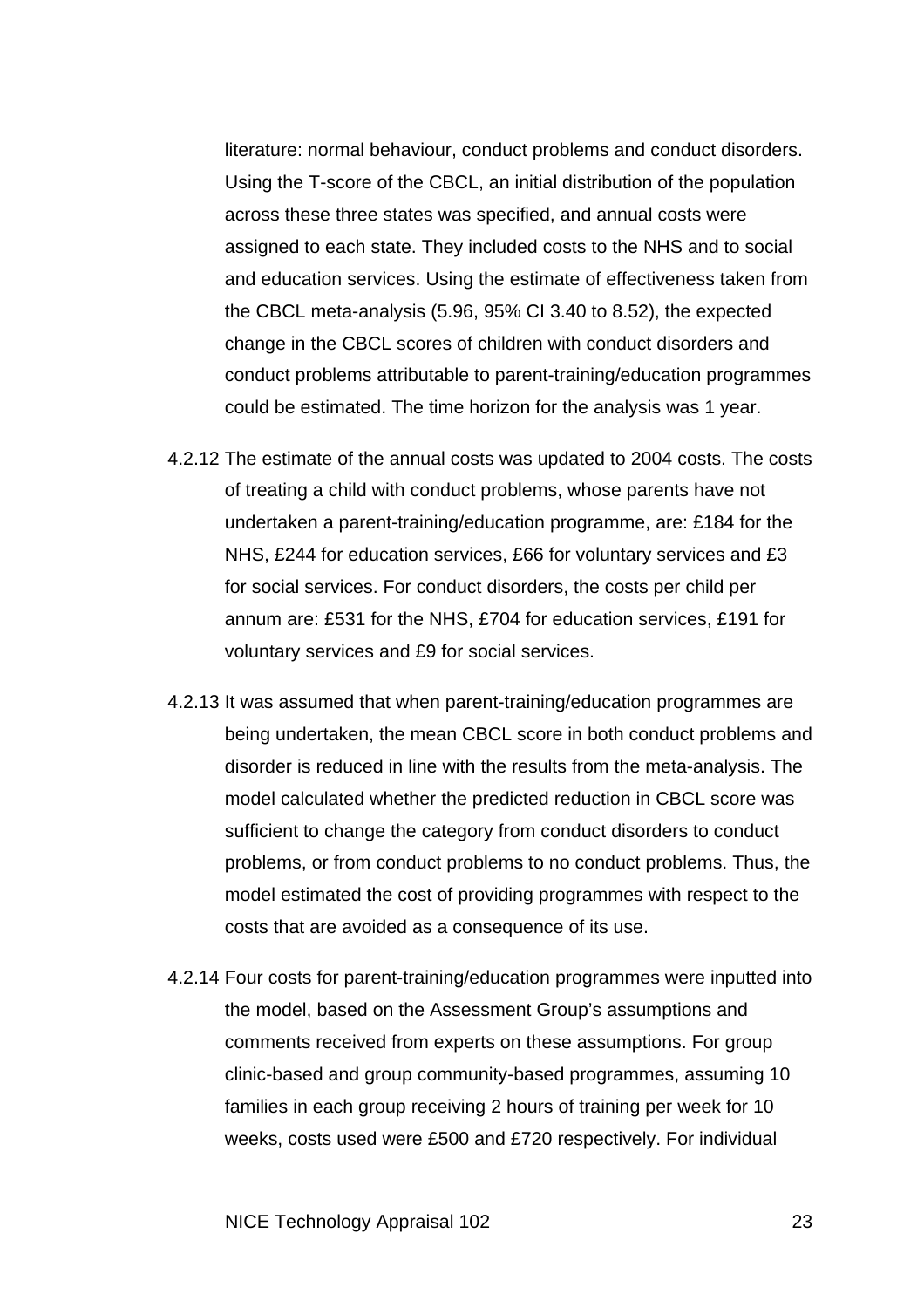literature: normal behaviour, conduct problems and conduct disorders. Using the T-score of the CBCL, an initial distribution of the population across these three states was specified, and annual costs were assigned to each state. They included costs to the NHS and to social and education services. Using the estimate of effectiveness taken from the CBCL meta-analysis (5.96, 95% CI 3.40 to 8.52), the expected change in the CBCL scores of children with conduct disorders and conduct problems attributable to parent-training/education programmes could be estimated. The time horizon for the analysis was 1 year.

4.2.12 The estimate of the annual costs was updated to 2004 costs. The costs of treating a child with conduct problems, whose parents have not undertaken a parent-training/education programme, are: £184 for the NHS, £244 for education services, £66 for voluntary services and £3 for social services. For conduct disorders, the costs per child per annum are: £531 for the NHS, £704 for education services, £191 for voluntary services and £9 for social services.

4.2.13 It was assumed that when parent-training/education programmes are being undertaken, the mean CBCL score in both conduct problems and disorder is reduced in line with the results from the meta-analysis. The model calculated whether the predicted reduction in CBCL score was sufficient to change the category from conduct disorders to conduct problems, or from conduct problems to no conduct problems. Thus, the model estimated the cost of providing programmes with respect to the costs that are avoided as a consequence of its use.

4.2.14 Four costs for parent-training/education programmes were inputted into the model, based on the Assessment Group's assumptions and comments received from experts on these assumptions. For group clinic-based and group community-based programmes, assuming 10 families in each group receiving 2 hours of training per week for 10 weeks, costs used were £500 and £720 respectively. For individual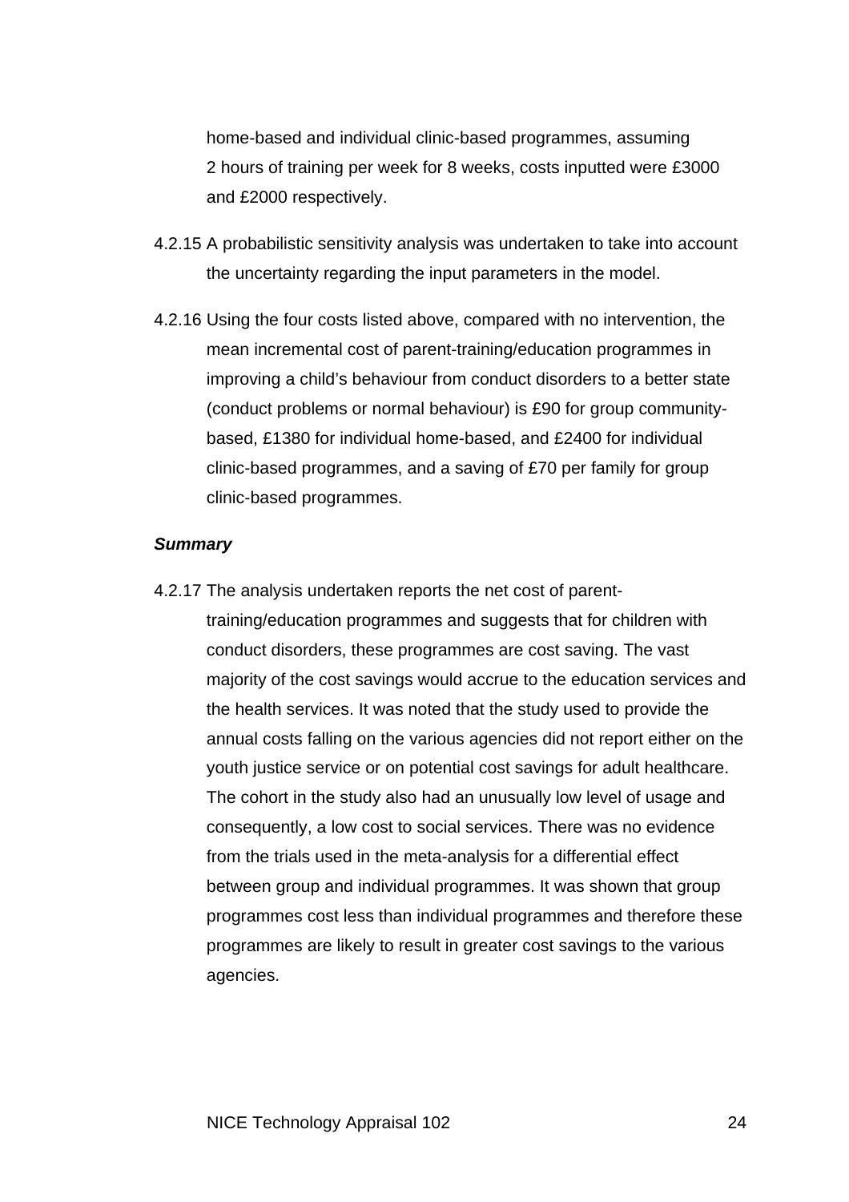home-based and individual clinic-based programmes, assuming 2 hours of training per week for 8 weeks, costs inputted were £3000 and £2000 respectively.

4.2.15 A probabilistic sensitivity analysis was undertaken to take into account the uncertainty regarding the input parameters in the model.

4.2.16 Using the four costs listed above, compared with no intervention, the mean incremental cost of parent-training/education programmes in improving a child's behaviour from conduct disorders to a better state (conduct problems or normal behaviour) is £90 for group community-based, £1380 for individual home-based, and £2400 for individual clinic-based programmes, and a saving of £70 per family for group clinic-based programmes.

***Summary***

4.2.17 The analysis undertaken reports the net cost of parent-training/education programmes and suggests that for children with conduct disorders, these programmes are cost saving. The vast majority of the cost savings would accrue to the education services and the health services. It was noted that the study used to provide the annual costs falling on the various agencies did not report either on the youth justice service or on potential cost savings for adult healthcare. The cohort in the study also had an unusually low level of usage and consequently, a low cost to social services. There was no evidence from the trials used in the meta-analysis for a differential effect between group and individual programmes. It was shown that group programmes cost less than individual programmes and therefore these programmes are likely to result in greater cost savings to the various agencies.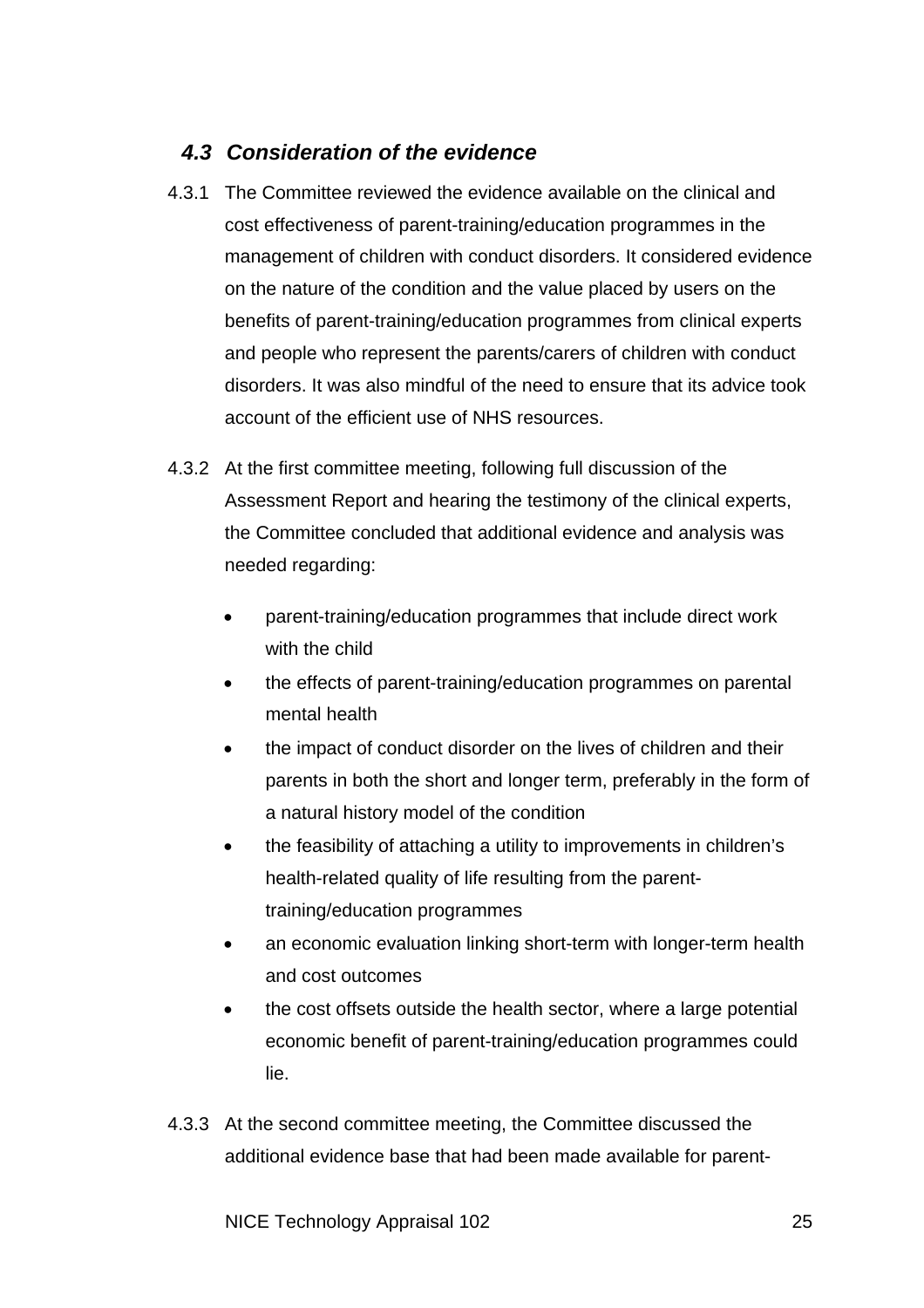### *4.3 Consideration of the evidence*

4.3.1 The Committee reviewed the evidence available on the clinical and cost effectiveness of parent-training/education programmes in the management of children with conduct disorders. It considered evidence on the nature of the condition and the value placed by users on the benefits of parent-training/education programmes from clinical experts and people who represent the parents/carers of children with conduct disorders. It was also mindful of the need to ensure that its advice took account of the efficient use of NHS resources.

4.3.2 At the first committee meeting, following full discussion of the Assessment Report and hearing the testimony of the clinical experts, the Committee concluded that additional evidence and analysis was needed regarding:

- parent-training/education programmes that include direct work with the child
- the effects of parent-training/education programmes on parental mental health
- the impact of conduct disorder on the lives of children and their parents in both the short and longer term, preferably in the form of a natural history model of the condition
- the feasibility of attaching a utility to improvements in children's health-related quality of life resulting from the parent-training/education programmes
- an economic evaluation linking short-term with longer-term health and cost outcomes
- the cost offsets outside the health sector, where a large potential economic benefit of parent-training/education programmes could lie.

4.3.3 At the second committee meeting, the Committee discussed the additional evidence base that had been made available for parent-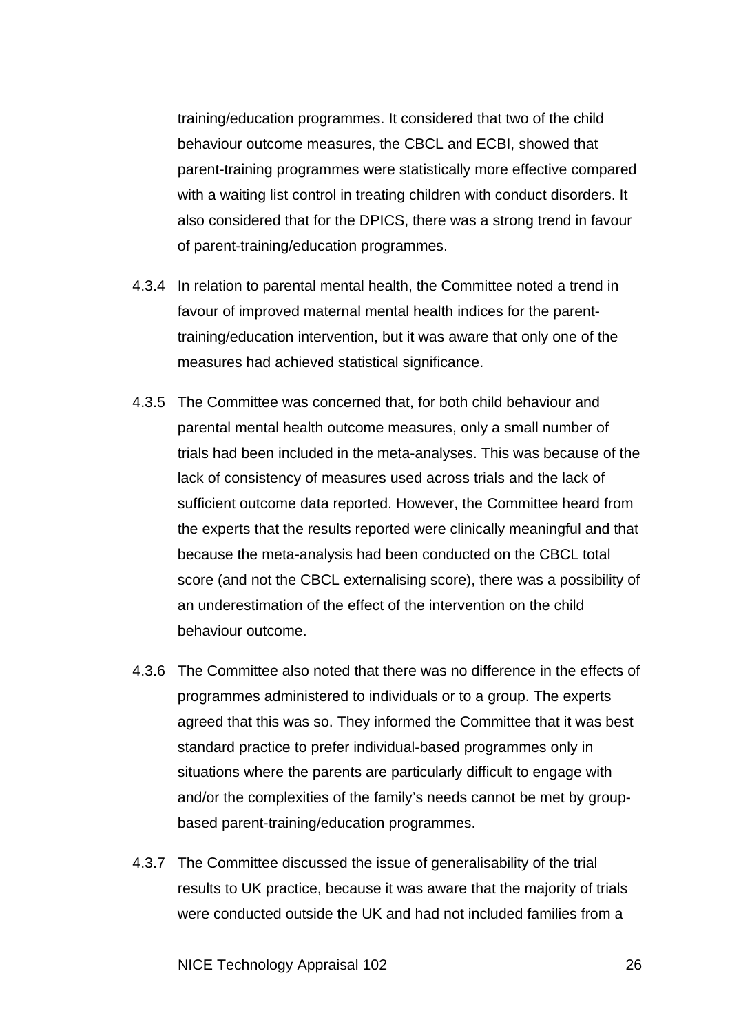training/education programmes. It considered that two of the child behaviour outcome measures, the CBCL and ECBI, showed that parent-training programmes were statistically more effective compared with a waiting list control in treating children with conduct disorders. It also considered that for the DPICS, there was a strong trend in favour of parent-training/education programmes.

4.3.4 In relation to parental mental health, the Committee noted a trend in favour of improved maternal mental health indices for the parent-training/education intervention, but it was aware that only one of the measures had achieved statistical significance.

4.3.5 The Committee was concerned that, for both child behaviour and parental mental health outcome measures, only a small number of trials had been included in the meta-analyses. This was because of the lack of consistency of measures used across trials and the lack of sufficient outcome data reported. However, the Committee heard from the experts that the results reported were clinically meaningful and that because the meta-analysis had been conducted on the CBCL total score (and not the CBCL externalising score), there was a possibility of an underestimation of the effect of the intervention on the child behaviour outcome.

4.3.6 The Committee also noted that there was no difference in the effects of programmes administered to individuals or to a group. The experts agreed that this was so. They informed the Committee that it was best standard practice to prefer individual-based programmes only in situations where the parents are particularly difficult to engage with and/or the complexities of the family's needs cannot be met by group-based parent-training/education programmes.

4.3.7 The Committee discussed the issue of generalisability of the trial results to UK practice, because it was aware that the majority of trials were conducted outside the UK and had not included families from a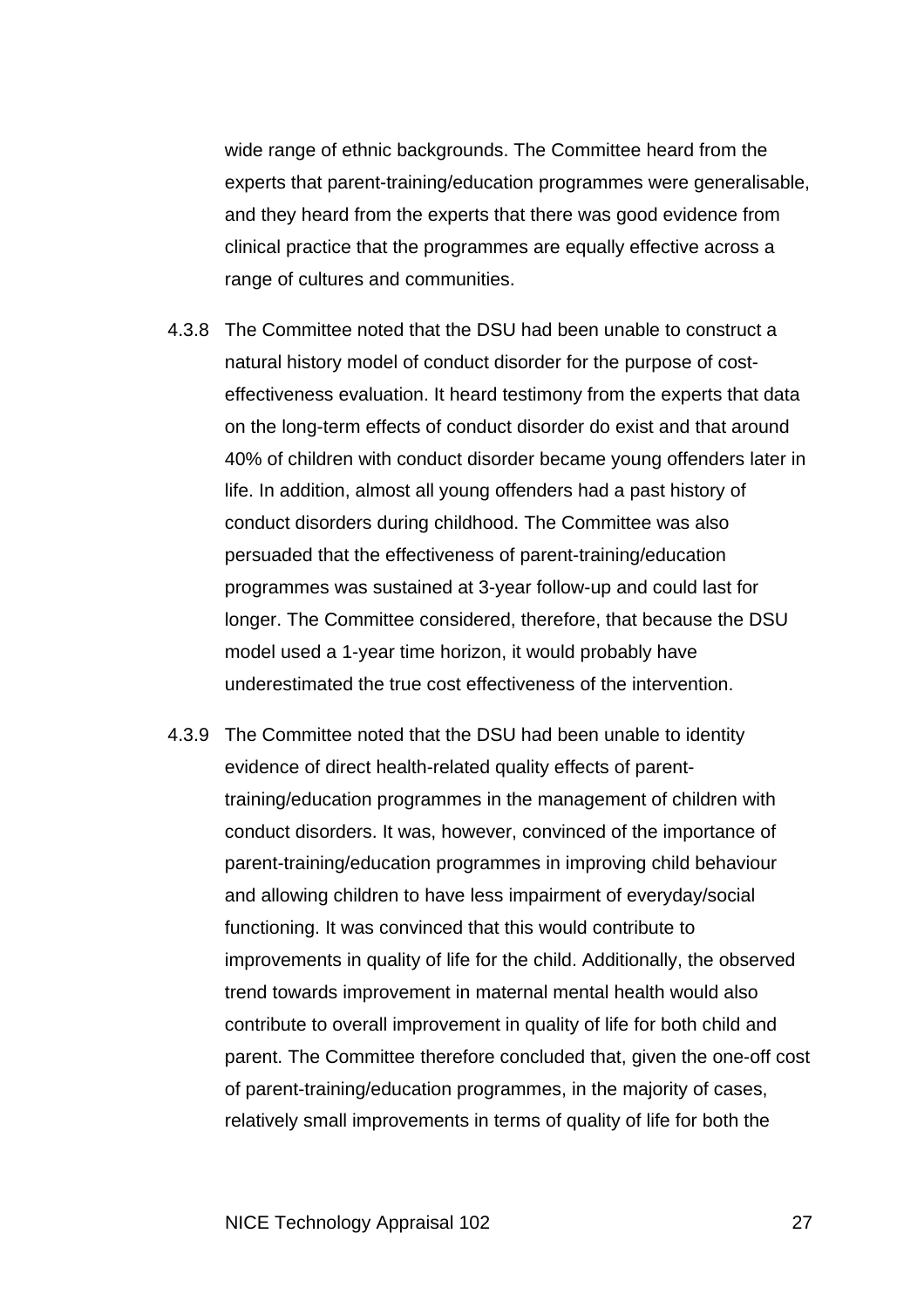wide range of ethnic backgrounds. The Committee heard from the experts that parent-training/education programmes were generalisable, and they heard from the experts that there was good evidence from clinical practice that the programmes are equally effective across a range of cultures and communities.

4.3.8 The Committee noted that the DSU had been unable to construct a natural history model of conduct disorder for the purpose of cost-effectiveness evaluation. It heard testimony from the experts that data on the long-term effects of conduct disorder do exist and that around 40% of children with conduct disorder became young offenders later in life. In addition, almost all young offenders had a past history of conduct disorders during childhood. The Committee was also persuaded that the effectiveness of parent-training/education programmes was sustained at 3-year follow-up and could last for longer. The Committee considered, therefore, that because the DSU model used a 1-year time horizon, it would probably have underestimated the true cost effectiveness of the intervention.

4.3.9 The Committee noted that the DSU had been unable to identity evidence of direct health-related quality effects of parent-training/education programmes in the management of children with conduct disorders. It was, however, convinced of the importance of parent-training/education programmes in improving child behaviour and allowing children to have less impairment of everyday/social functioning. It was convinced that this would contribute to improvements in quality of life for the child. Additionally, the observed trend towards improvement in maternal mental health would also contribute to overall improvement in quality of life for both child and parent. The Committee therefore concluded that, given the one-off cost of parent-training/education programmes, in the majority of cases, relatively small improvements in terms of quality of life for both the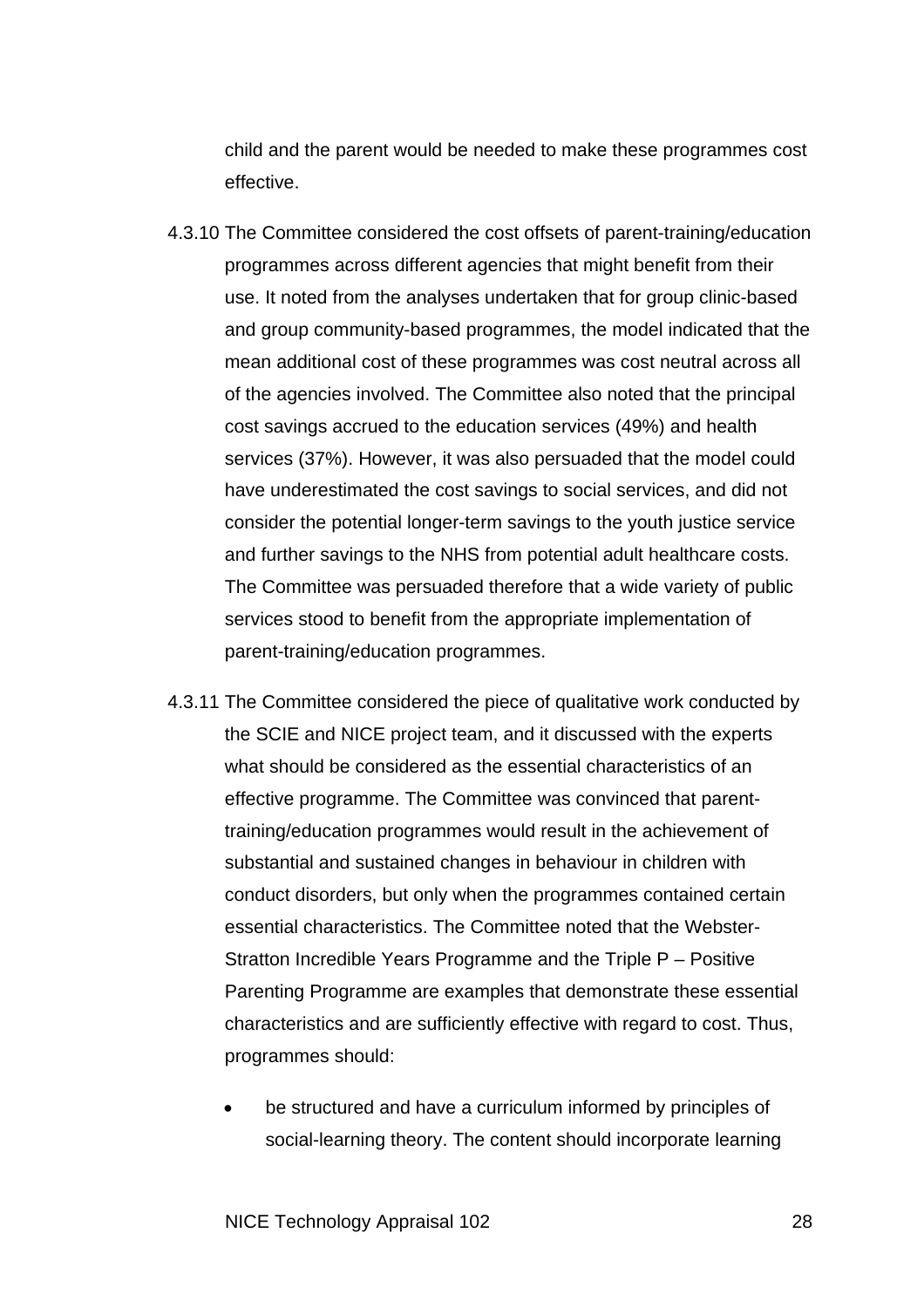child and the parent would be needed to make these programmes cost effective.

4.3.10 The Committee considered the cost offsets of parent-training/education programmes across different agencies that might benefit from their use. It noted from the analyses undertaken that for group clinic-based and group community-based programmes, the model indicated that the mean additional cost of these programmes was cost neutral across all of the agencies involved. The Committee also noted that the principal cost savings accrued to the education services (49%) and health services (37%). However, it was also persuaded that the model could have underestimated the cost savings to social services, and did not consider the potential longer-term savings to the youth justice service and further savings to the NHS from potential adult healthcare costs. The Committee was persuaded therefore that a wide variety of public services stood to benefit from the appropriate implementation of parent-training/education programmes.

4.3.11 The Committee considered the piece of qualitative work conducted by the SCIE and NICE project team, and it discussed with the experts what should be considered as the essential characteristics of an effective programme. The Committee was convinced that parent-training/education programmes would result in the achievement of substantial and sustained changes in behaviour in children with conduct disorders, but only when the programmes contained certain essential characteristics. The Committee noted that the Webster-Stratton Incredible Years Programme and the Triple P – Positive Parenting Programme are examples that demonstrate these essential characteristics and are sufficiently effective with regard to cost. Thus, programmes should:

- be structured and have a curriculum informed by principles of social-learning theory. The content should incorporate learning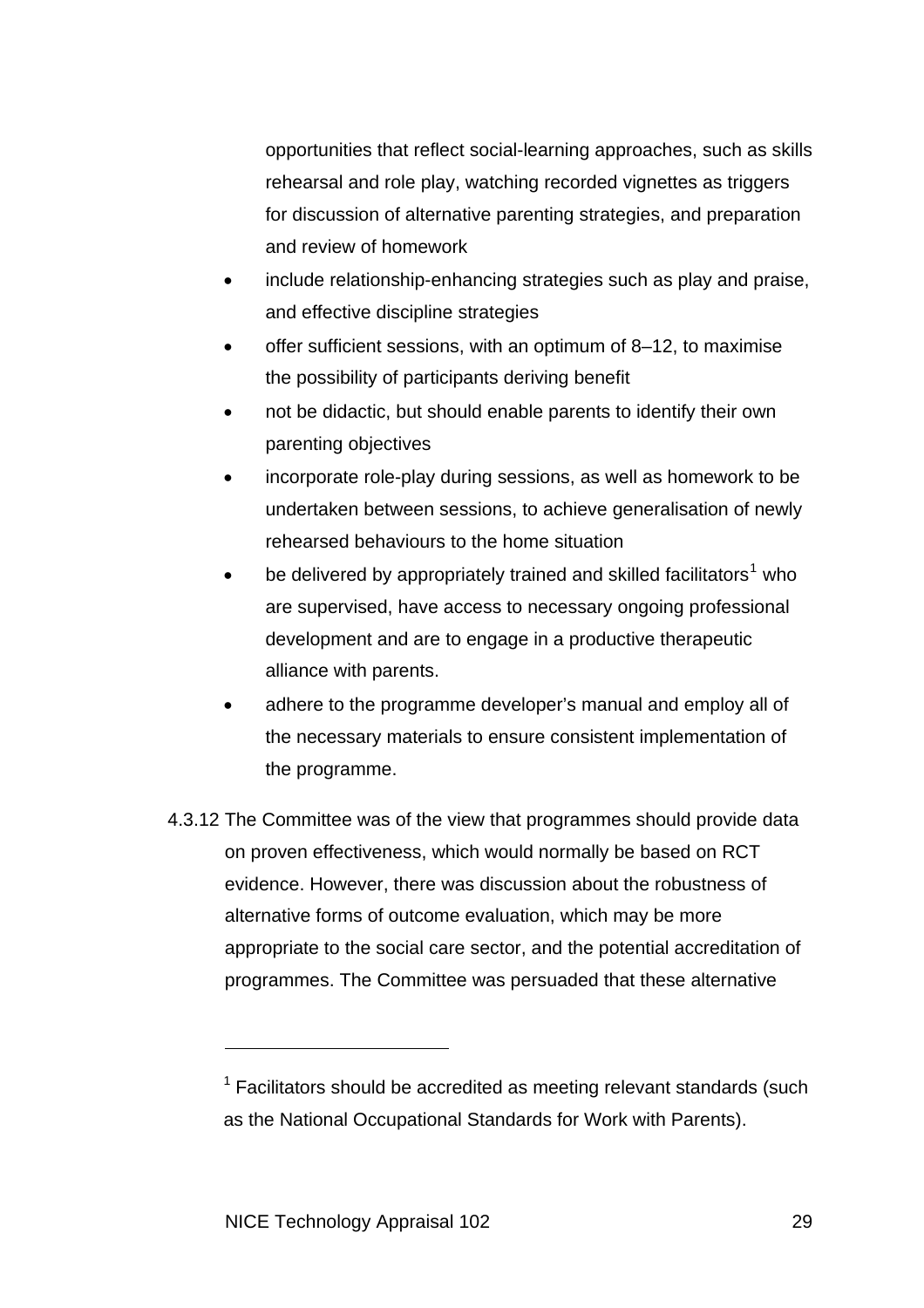opportunities that reflect social-learning approaches, such as skills rehearsal and role play, watching recorded vignettes as triggers for discussion of alternative parenting strategies, and preparation and review of homework

- include relationship-enhancing strategies such as play and praise, and effective discipline strategies
- offer sufficient sessions, with an optimum of 8–12, to maximise the possibility of participants deriving benefit
- not be didactic, but should enable parents to identify their own parenting objectives
- incorporate role-play during sessions, as well as homework to be undertaken between sessions, to achieve generalisation of newly rehearsed behaviours to the home situation
- be delivered by appropriately trained and skilled facilitators[1] who are supervised, have access to necessary ongoing professional development and are to engage in a productive therapeutic alliance with parents.
- adhere to the programme developer's manual and employ all of the necessary materials to ensure consistent implementation of the programme.

4.3.12 The Committee was of the view that programmes should provide data on proven effectiveness, which would normally be based on RCT evidence. However, there was discussion about the robustness of alternative forms of outcome evaluation, which may be more appropriate to the social care sector, and the potential accreditation of programmes. The Committee was persuaded that these alternative

[1] Facilitators should be accredited as meeting relevant standards (such as the National Occupational Standards for Work with Parents).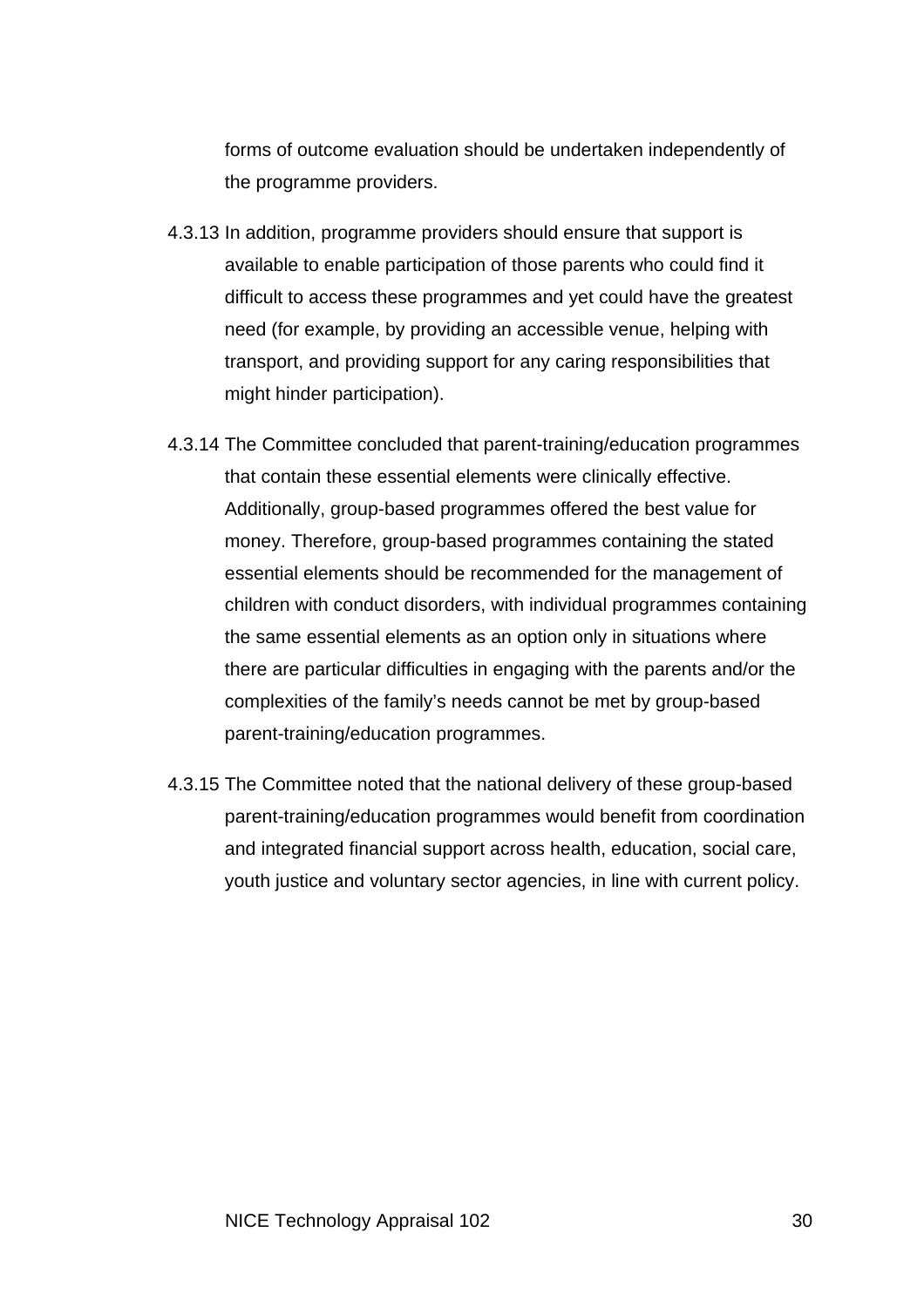forms of outcome evaluation should be undertaken independently of the programme providers.

4.3.13 In addition, programme providers should ensure that support is available to enable participation of those parents who could find it difficult to access these programmes and yet could have the greatest need (for example, by providing an accessible venue, helping with transport, and providing support for any caring responsibilities that might hinder participation).

4.3.14 The Committee concluded that parent-training/education programmes that contain these essential elements were clinically effective. Additionally, group-based programmes offered the best value for money. Therefore, group-based programmes containing the stated essential elements should be recommended for the management of children with conduct disorders, with individual programmes containing the same essential elements as an option only in situations where there are particular difficulties in engaging with the parents and/or the complexities of the family's needs cannot be met by group-based parent-training/education programmes.

4.3.15 The Committee noted that the national delivery of these group-based parent-training/education programmes would benefit from coordination and integrated financial support across health, education, social care, youth justice and voluntary sector agencies, in line with current policy.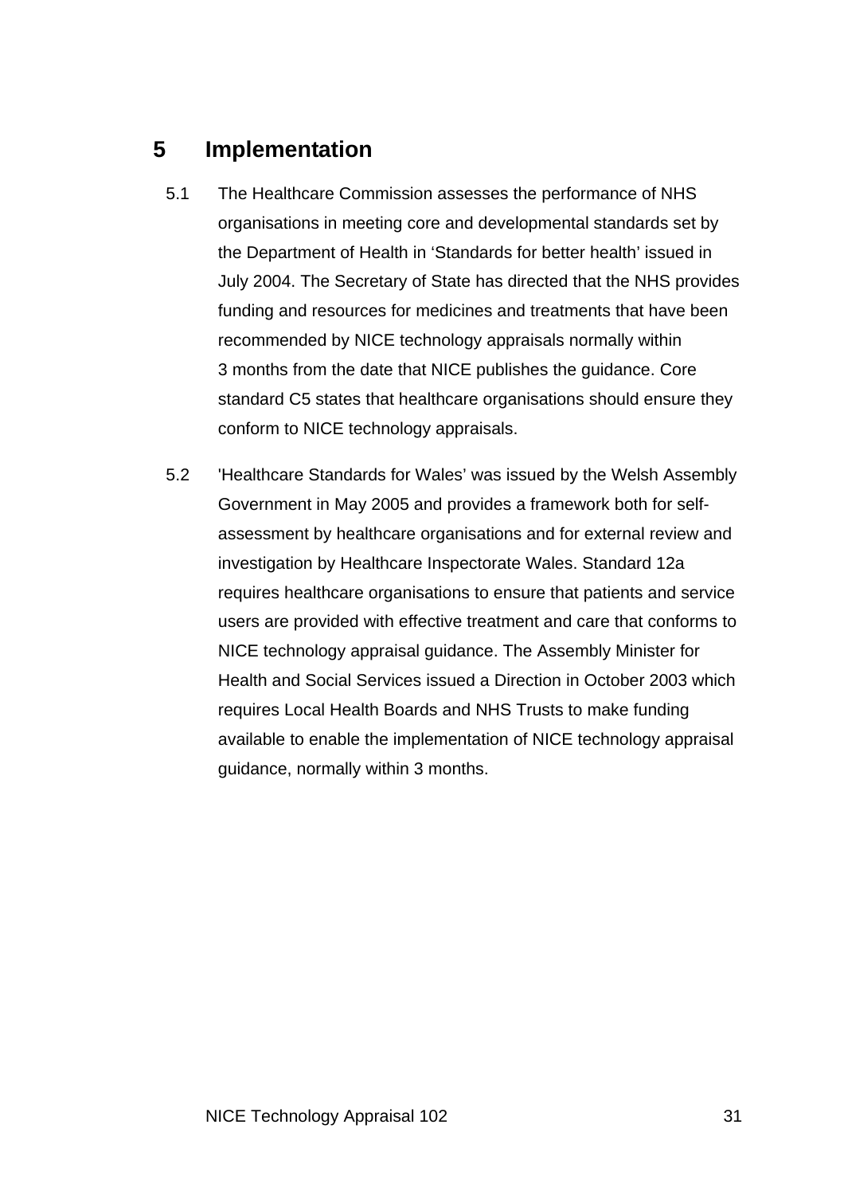# 5 Implementation

5.1 The Healthcare Commission assesses the performance of NHS organisations in meeting core and developmental standards set by the Department of Health in 'Standards for better health' issued in July 2004. The Secretary of State has directed that the NHS provides funding and resources for medicines and treatments that have been recommended by NICE technology appraisals normally within 3 months from the date that NICE publishes the guidance. Core standard C5 states that healthcare organisations should ensure they conform to NICE technology appraisals.

5.2 'Healthcare Standards for Wales' was issued by the Welsh Assembly Government in May 2005 and provides a framework both for self-assessment by healthcare organisations and for external review and investigation by Healthcare Inspectorate Wales. Standard 12a requires healthcare organisations to ensure that patients and service users are provided with effective treatment and care that conforms to NICE technology appraisal guidance. The Assembly Minister for Health and Social Services issued a Direction in October 2003 which requires Local Health Boards and NHS Trusts to make funding available to enable the implementation of NICE technology appraisal guidance, normally within 3 months.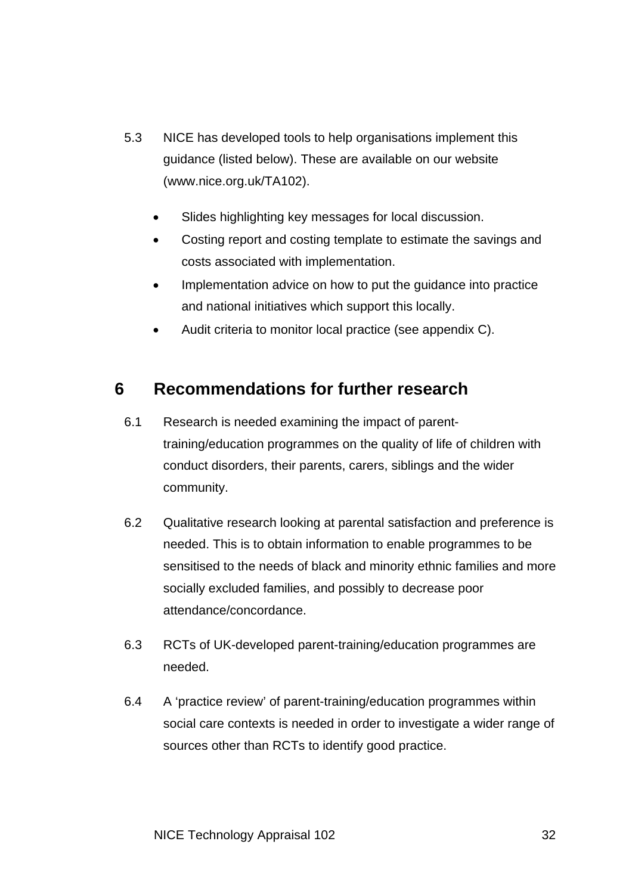5.3 NICE has developed tools to help organisations implement this guidance (listed below). These are available on our website (www.nice.org.uk/TA102).

- Slides highlighting key messages for local discussion.
- Costing report and costing template to estimate the savings and costs associated with implementation.
- Implementation advice on how to put the guidance into practice and national initiatives which support this locally.
- Audit criteria to monitor local practice (see appendix C).

# 6 Recommendations for further research

6.1 Research is needed examining the impact of parent-training/education programmes on the quality of life of children with conduct disorders, their parents, carers, siblings and the wider community.

6.2 Qualitative research looking at parental satisfaction and preference is needed. This is to obtain information to enable programmes to be sensitised to the needs of black and minority ethnic families and more socially excluded families, and possibly to decrease poor attendance/concordance.

6.3 RCTs of UK-developed parent-training/education programmes are needed.

6.4 A ‘practice review’ of parent-training/education programmes within social care contexts is needed in order to investigate a wider range of sources other than RCTs to identify good practice.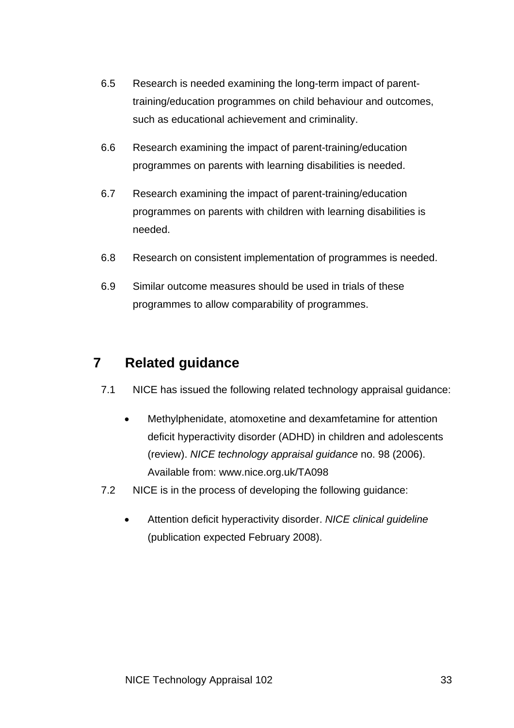6.5 Research is needed examining the long-term impact of parent-training/education programmes on child behaviour and outcomes, such as educational achievement and criminality.

6.6 Research examining the impact of parent-training/education programmes on parents with learning disabilities is needed.

6.7 Research examining the impact of parent-training/education programmes on parents with children with learning disabilities is needed.

6.8 Research on consistent implementation of programmes is needed.

6.9 Similar outcome measures should be used in trials of these programmes to allow comparability of programmes.

## 7 Related guidance

7.1 NICE has issued the following related technology appraisal guidance:

- Methylphenidate, atomoxetine and dexamfetamine for attention deficit hyperactivity disorder (ADHD) in children and adolescents (review). *NICE technology appraisal guidance* no. 98 (2006). Available from: www.nice.org.uk/TA098

7.2 NICE is in the process of developing the following guidance:

- Attention deficit hyperactivity disorder. *NICE clinical guideline* (publication expected February 2008).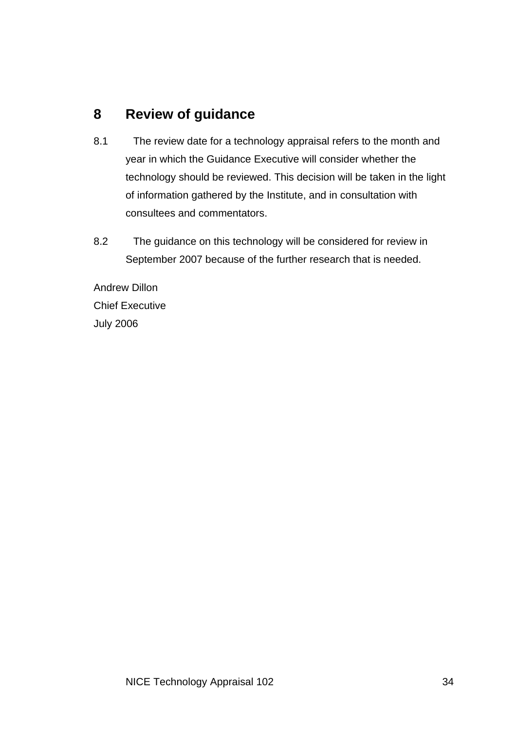## 8 Review of guidance

8.1 The review date for a technology appraisal refers to the month and year in which the Guidance Executive will consider whether the technology should be reviewed. This decision will be taken in the light of information gathered by the Institute, and in consultation with consultees and commentators.

8.2 The guidance on this technology will be considered for review in September 2007 because of the further research that is needed.

Andrew Dillon
Chief Executive
July 2006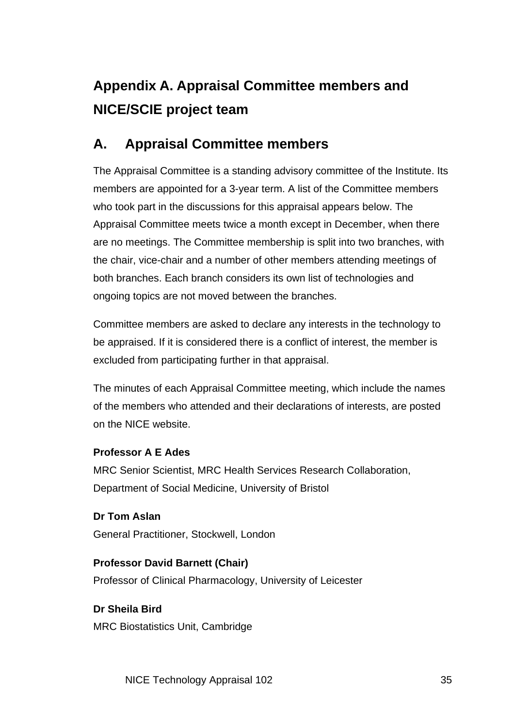# Appendix A. Appraisal Committee members and NICE/SCIE project team

## A. Appraisal Committee members

The Appraisal Committee is a standing advisory committee of the Institute. Its members are appointed for a 3-year term. A list of the Committee members who took part in the discussions for this appraisal appears below. The Appraisal Committee meets twice a month except in December, when there are no meetings. The Committee membership is split into two branches, with the chair, vice-chair and a number of other members attending meetings of both branches. Each branch considers its own list of technologies and ongoing topics are not moved between the branches.

Committee members are asked to declare any interests in the technology to be appraised. If it is considered there is a conflict of interest, the member is excluded from participating further in that appraisal.

The minutes of each Appraisal Committee meeting, which include the names of the members who attended and their declarations of interests, are posted on the NICE website.

**Professor A E Ades**
MRC Senior Scientist, MRC Health Services Research Collaboration, Department of Social Medicine, University of Bristol

**Dr Tom Aslan**
General Practitioner, Stockwell, London

**Professor David Barnett (Chair)**
Professor of Clinical Pharmacology, University of Leicester

**Dr Sheila Bird**
MRC Biostatistics Unit, Cambridge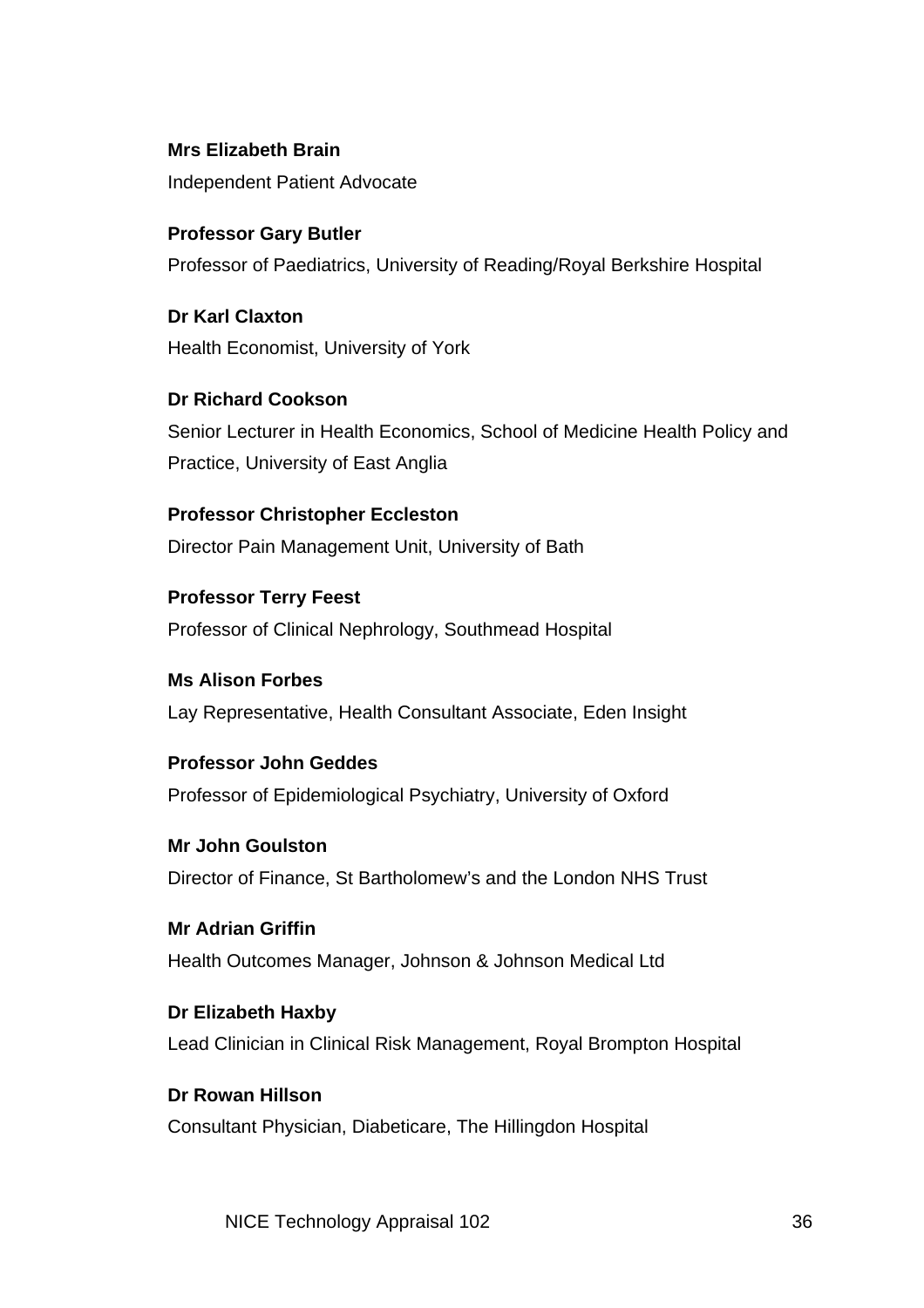**Mrs Elizabeth Brain**

Independent Patient Advocate

**Professor Gary Butler**

Professor of Paediatrics, University of Reading/Royal Berkshire Hospital

**Dr Karl Claxton**

Health Economist, University of York

**Dr Richard Cookson**

Senior Lecturer in Health Economics, School of Medicine Health Policy and Practice, University of East Anglia

**Professor Christopher Eccleston**

Director Pain Management Unit, University of Bath

**Professor Terry Feest**

Professor of Clinical Nephrology, Southmead Hospital

**Ms Alison Forbes**

Lay Representative, Health Consultant Associate, Eden Insight

**Professor John Geddes**

Professor of Epidemiological Psychiatry, University of Oxford

**Mr John Goulston**

Director of Finance, St Bartholomew's and the London NHS Trust

**Mr Adrian Griffin**

Health Outcomes Manager, Johnson & Johnson Medical Ltd

**Dr Elizabeth Haxby**

Lead Clinician in Clinical Risk Management, Royal Brompton Hospital

**Dr Rowan Hillson**

Consultant Physician, Diabeticare, The Hillingdon Hospital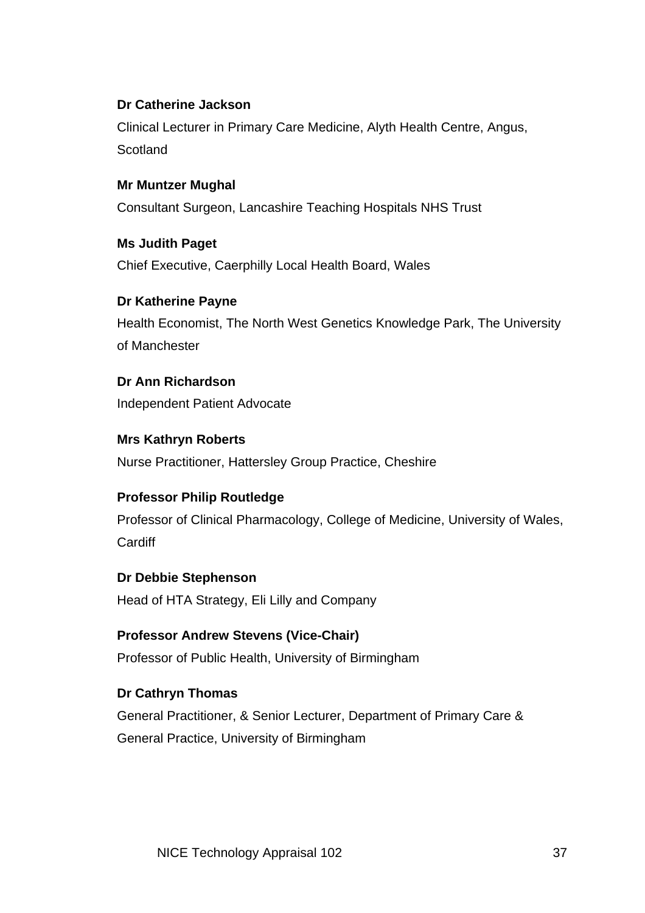**Dr Catherine Jackson**

Clinical Lecturer in Primary Care Medicine, Alyth Health Centre, Angus, Scotland

**Mr Muntzer Mughal**

Consultant Surgeon, Lancashire Teaching Hospitals NHS Trust

**Ms Judith Paget**

Chief Executive, Caerphilly Local Health Board, Wales

**Dr Katherine Payne**

Health Economist, The North West Genetics Knowledge Park, The University of Manchester

**Dr Ann Richardson**

Independent Patient Advocate

**Mrs Kathryn Roberts**

Nurse Practitioner, Hattersley Group Practice, Cheshire

**Professor Philip Routledge**

Professor of Clinical Pharmacology, College of Medicine, University of Wales, Cardiff

**Dr Debbie Stephenson**

Head of HTA Strategy, Eli Lilly and Company

**Professor Andrew Stevens (Vice-Chair)**

Professor of Public Health, University of Birmingham

**Dr Cathryn Thomas**

General Practitioner, & Senior Lecturer, Department of Primary Care & General Practice, University of Birmingham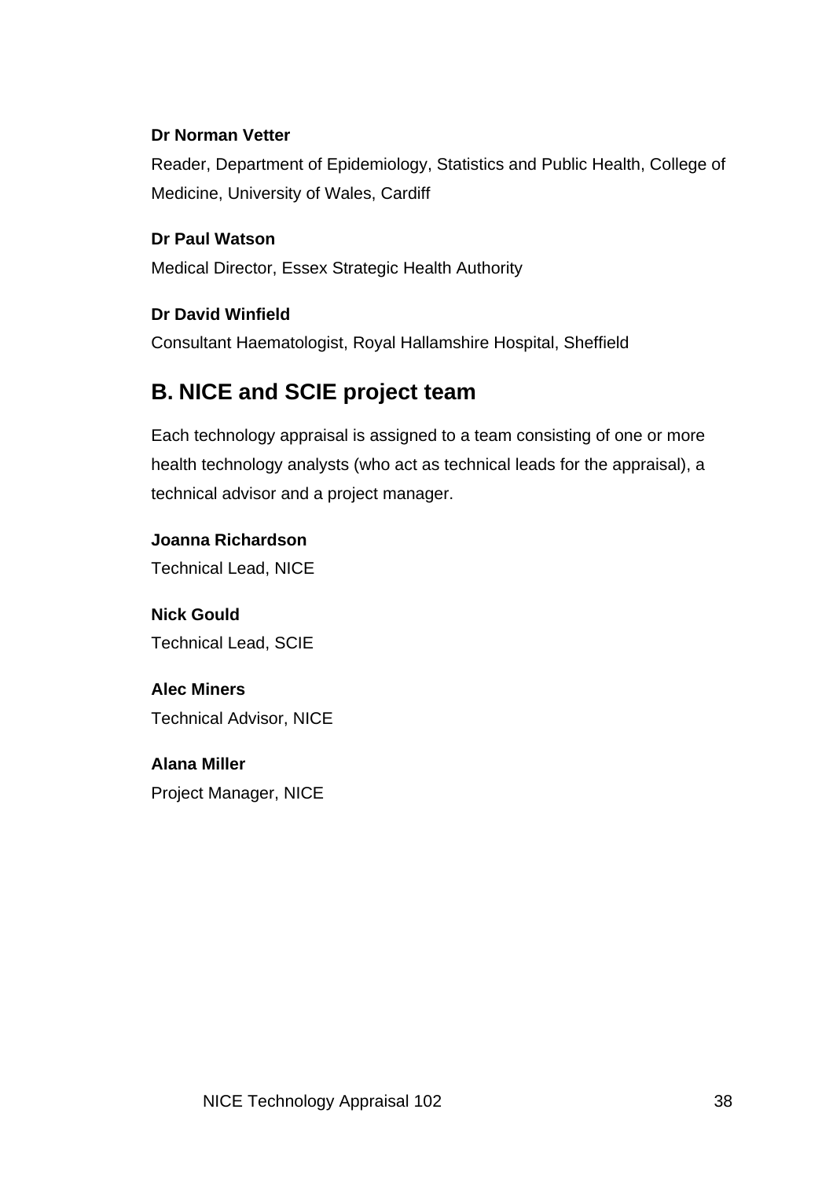**Dr Norman Vetter**

Reader, Department of Epidemiology, Statistics and Public Health, College of Medicine, University of Wales, Cardiff

**Dr Paul Watson**

Medical Director, Essex Strategic Health Authority

**Dr David Winfield**

Consultant Haematologist, Royal Hallamshire Hospital, Sheffield

## B. NICE and SCIE project team

Each technology appraisal is assigned to a team consisting of one or more health technology analysts (who act as technical leads for the appraisal), a technical advisor and a project manager.

**Joanna Richardson**

Technical Lead, NICE

**Nick Gould**

Technical Lead, SCIE

**Alec Miners**

Technical Advisor, NICE

**Alana Miller**

Project Manager, NICE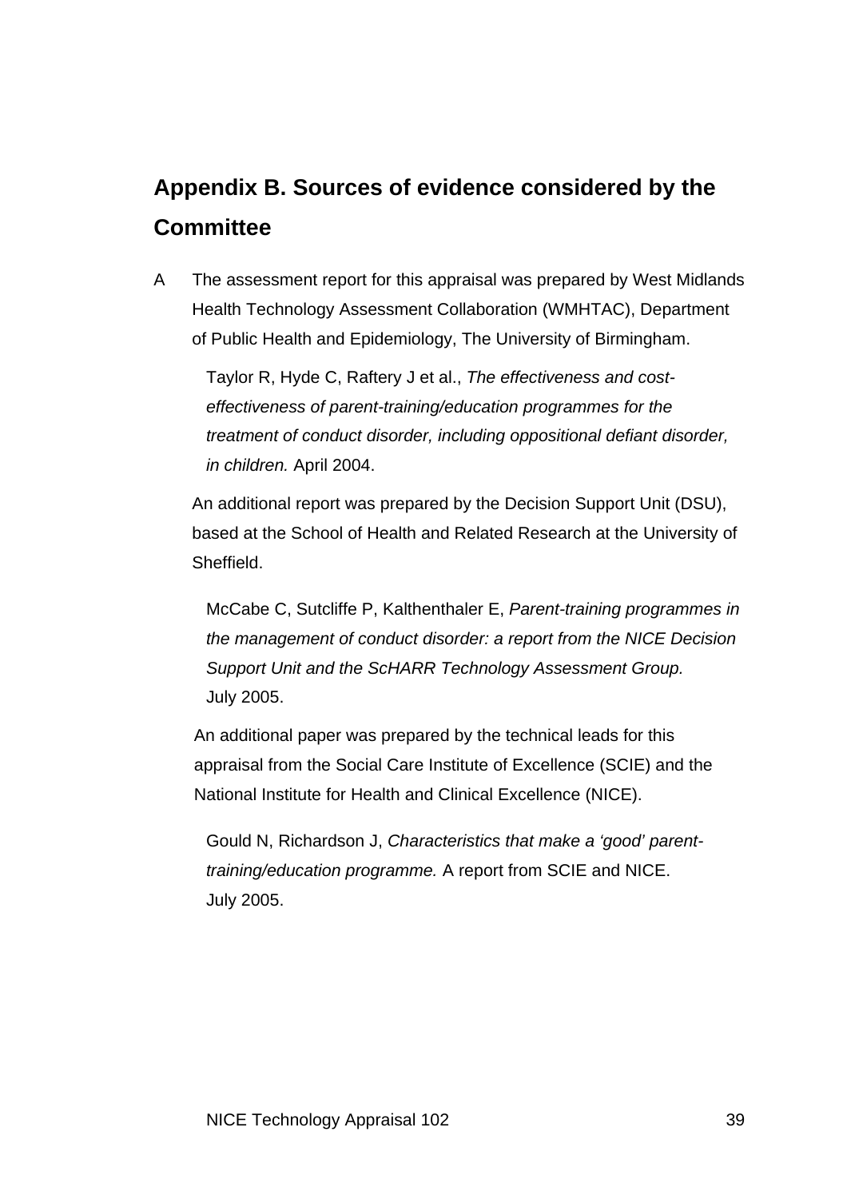# Appendix B. Sources of evidence considered by the Committee

A The assessment report for this appraisal was prepared by West Midlands Health Technology Assessment Collaboration (WMHTAC), Department of Public Health and Epidemiology, The University of Birmingham.

Taylor R, Hyde C, Raftery J et al., *The effectiveness and cost-effectiveness of parent-training/education programmes for the treatment of conduct disorder, including oppositional defiant disorder, in children.* April 2004.

An additional report was prepared by the Decision Support Unit (DSU), based at the School of Health and Related Research at the University of Sheffield.

McCabe C, Sutcliffe P, Kalthenthaler E, *Parent-training programmes in the management of conduct disorder: a report from the NICE Decision Support Unit and the ScHARR Technology Assessment Group.* July 2005.

An additional paper was prepared by the technical leads for this appraisal from the Social Care Institute of Excellence (SCIE) and the National Institute for Health and Clinical Excellence (NICE).

Gould N, Richardson J, *Characteristics that make a 'good' parent-training/education programme.* A report from SCIE and NICE. July 2005.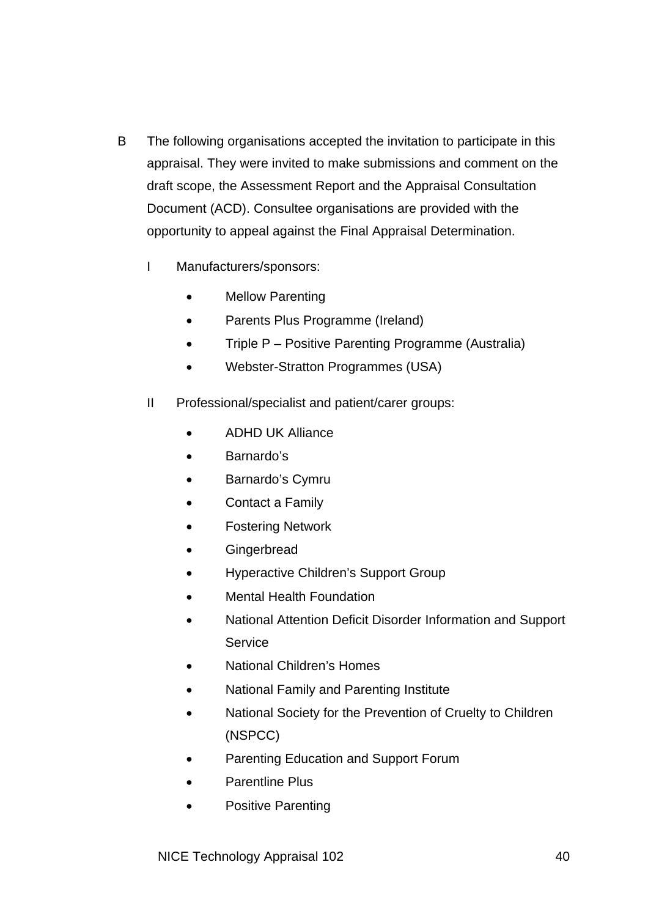B The following organisations accepted the invitation to participate in this appraisal. They were invited to make submissions and comment on the draft scope, the Assessment Report and the Appraisal Consultation Document (ACD). Consultee organisations are provided with the opportunity to appeal against the Final Appraisal Determination.

I Manufacturers/sponsors:

- Mellow Parenting
- Parents Plus Programme (Ireland)
- Triple P – Positive Parenting Programme (Australia)
- Webster-Stratton Programmes (USA)

II Professional/specialist and patient/carer groups:

- ADHD UK Alliance
- Barnardo's
- Barnardo's Cymru
- Contact a Family
- Fostering Network
- Gingerbread
- Hyperactive Children's Support Group
- Mental Health Foundation
- National Attention Deficit Disorder Information and Support Service
- National Children's Homes
- National Family and Parenting Institute
- National Society for the Prevention of Cruelty to Children (NSPCC)
- Parenting Education and Support Forum
- Parentline Plus
- Positive Parenting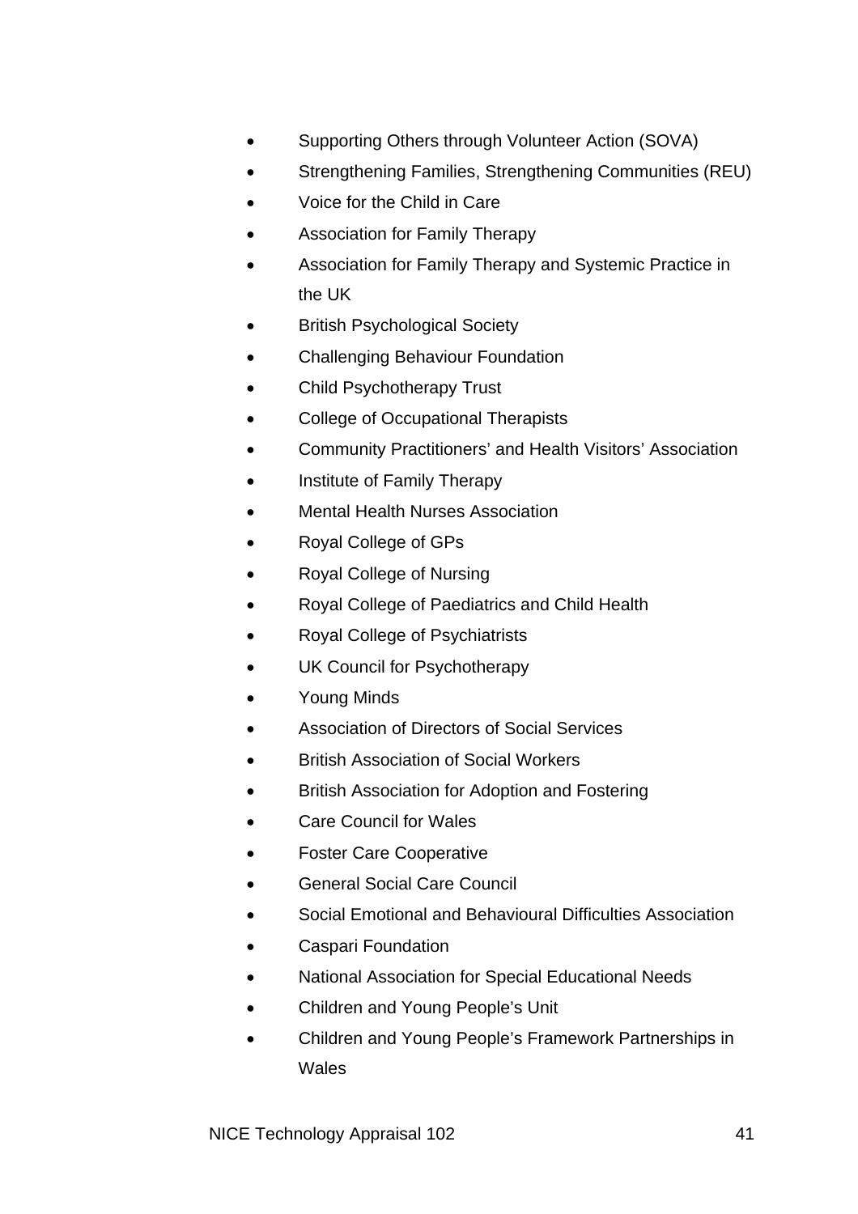- Supporting Others through Volunteer Action (SOVA)
- Strengthening Families, Strengthening Communities (REU)
- Voice for the Child in Care
- Association for Family Therapy
- Association for Family Therapy and Systemic Practice in the UK
- British Psychological Society
- Challenging Behaviour Foundation
- Child Psychotherapy Trust
- College of Occupational Therapists
- Community Practitioners' and Health Visitors' Association
- Institute of Family Therapy
- Mental Health Nurses Association
- Royal College of GPs
- Royal College of Nursing
- Royal College of Paediatrics and Child Health
- Royal College of Psychiatrists
- UK Council for Psychotherapy
- Young Minds
- Association of Directors of Social Services
- British Association of Social Workers
- British Association for Adoption and Fostering
- Care Council for Wales
- Foster Care Cooperative
- General Social Care Council
- Social Emotional and Behavioural Difficulties Association
- Caspari Foundation
- National Association for Special Educational Needs
- Children and Young People's Unit
- Children and Young People's Framework Partnerships in Wales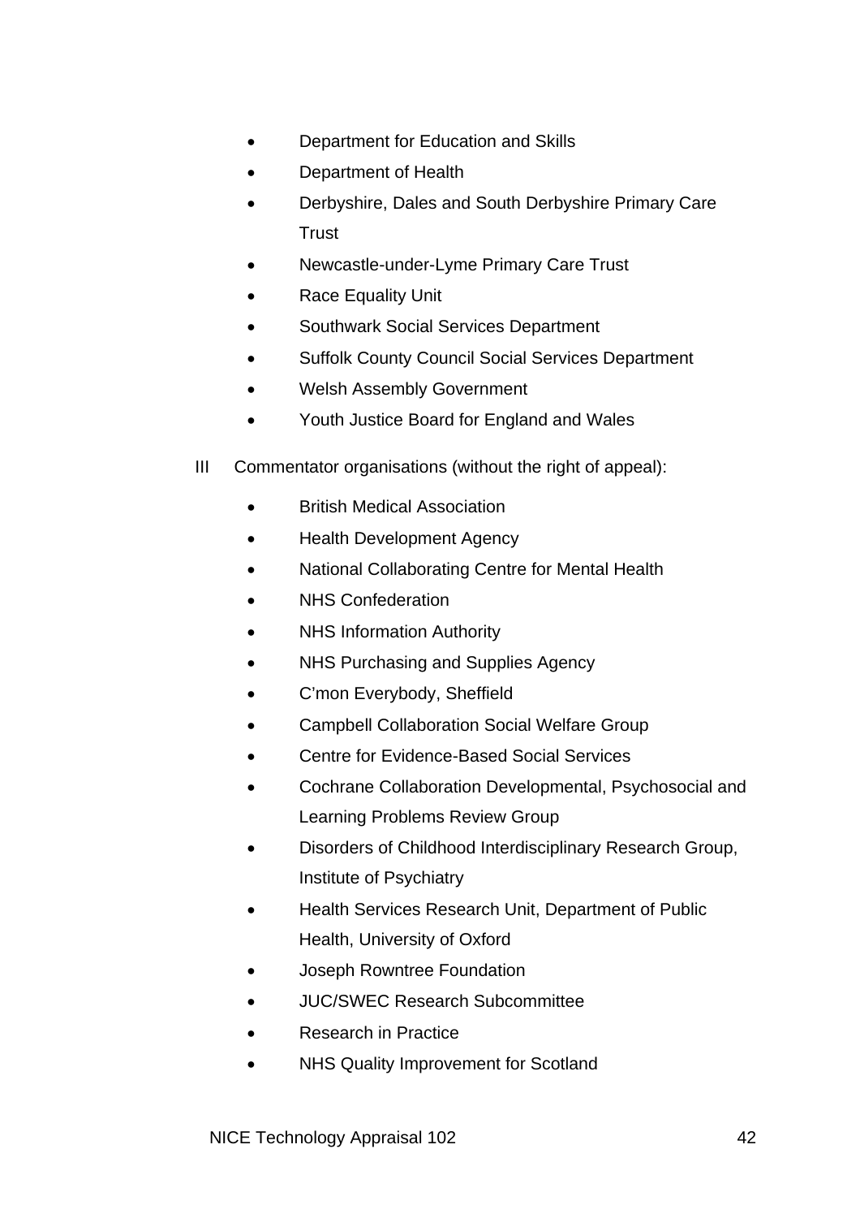- Department for Education and Skills
- Department of Health
- Derbyshire, Dales and South Derbyshire Primary Care Trust
- Newcastle-under-Lyme Primary Care Trust
- Race Equality Unit
- Southwark Social Services Department
- Suffolk County Council Social Services Department
- Welsh Assembly Government
- Youth Justice Board for England and Wales

III Commentator organisations (without the right of appeal):

- British Medical Association
- Health Development Agency
- National Collaborating Centre for Mental Health
- NHS Confederation
- NHS Information Authority
- NHS Purchasing and Supplies Agency
- C'mon Everybody, Sheffield
- Campbell Collaboration Social Welfare Group
- Centre for Evidence-Based Social Services
- Cochrane Collaboration Developmental, Psychosocial and Learning Problems Review Group
- Disorders of Childhood Interdisciplinary Research Group, Institute of Psychiatry
- Health Services Research Unit, Department of Public Health, University of Oxford
- Joseph Rowntree Foundation
- JUC/SWEC Research Subcommittee
- Research in Practice
- NHS Quality Improvement for Scotland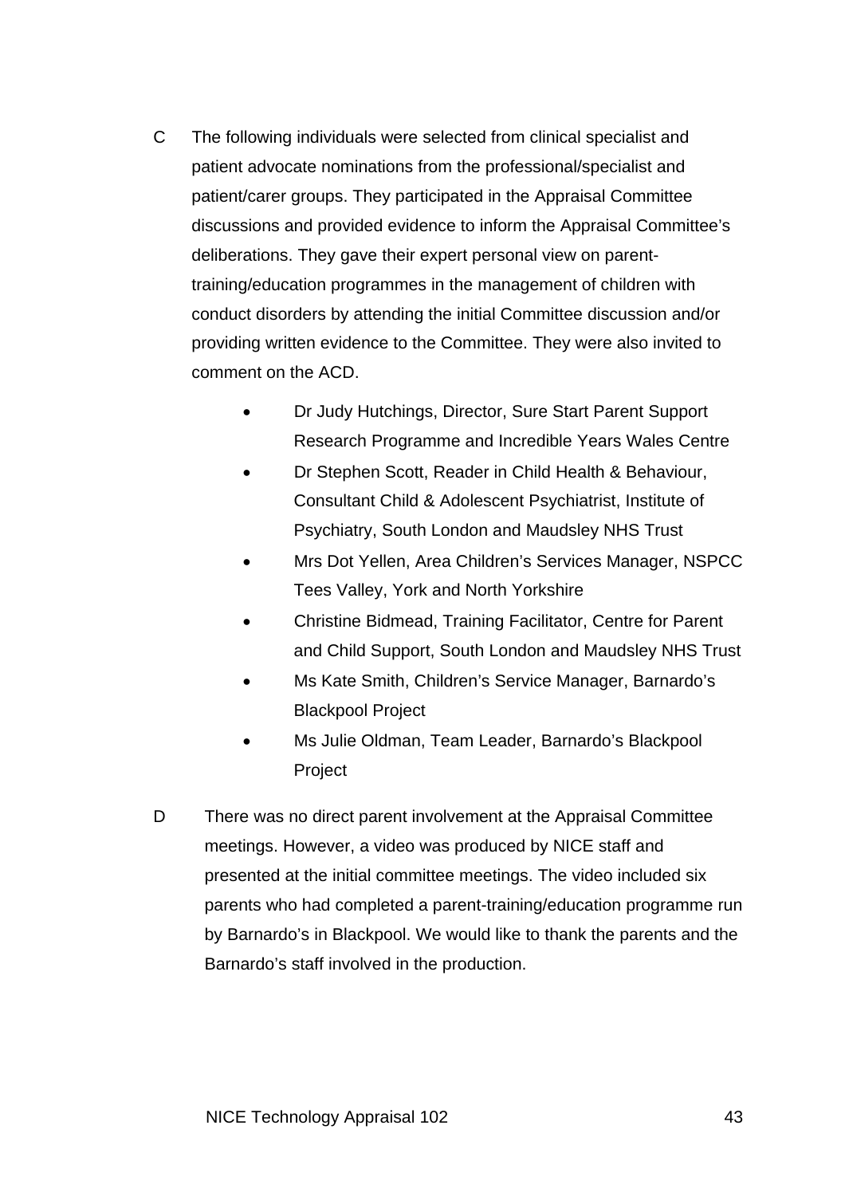C The following individuals were selected from clinical specialist and patient advocate nominations from the professional/specialist and patient/carer groups. They participated in the Appraisal Committee discussions and provided evidence to inform the Appraisal Committee's deliberations. They gave their expert personal view on parent-training/education programmes in the management of children with conduct disorders by attending the initial Committee discussion and/or providing written evidence to the Committee. They were also invited to comment on the ACD.

- Dr Judy Hutchings, Director, Sure Start Parent Support Research Programme and Incredible Years Wales Centre
- Dr Stephen Scott, Reader in Child Health & Behaviour, Consultant Child & Adolescent Psychiatrist, Institute of Psychiatry, South London and Maudsley NHS Trust
- Mrs Dot Yellen, Area Children's Services Manager, NSPCC Tees Valley, York and North Yorkshire
- Christine Bidmead, Training Facilitator, Centre for Parent and Child Support, South London and Maudsley NHS Trust
- Ms Kate Smith, Children's Service Manager, Barnardo's Blackpool Project
- Ms Julie Oldman, Team Leader, Barnardo's Blackpool Project

D There was no direct parent involvement at the Appraisal Committee meetings. However, a video was produced by NICE staff and presented at the initial committee meetings. The video included six parents who had completed a parent-training/education programme run by Barnardo's in Blackpool. We would like to thank the parents and the Barnardo's staff involved in the production.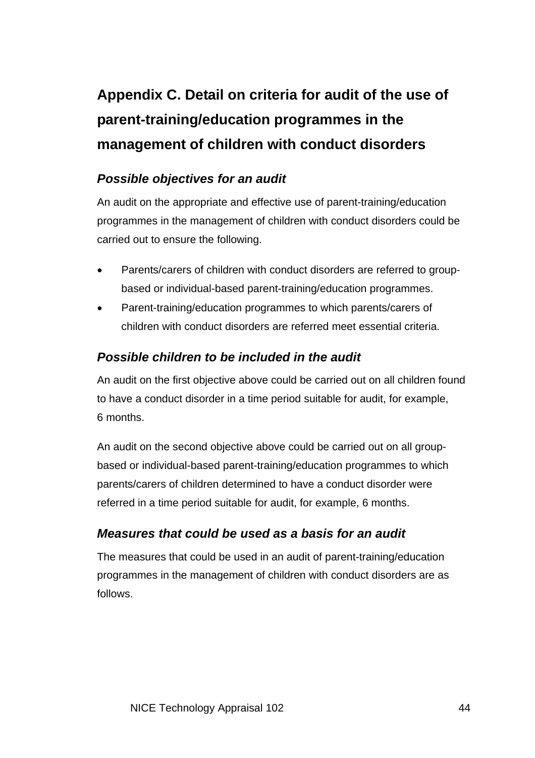# Appendix C. Detail on criteria for audit of the use of parent-training/education programmes in the management of children with conduct disorders

### *Possible objectives for an audit*

An audit on the appropriate and effective use of parent-training/education programmes in the management of children with conduct disorders could be carried out to ensure the following.

- Parents/carers of children with conduct disorders are referred to group-based or individual-based parent-training/education programmes.
- Parent-training/education programmes to which parents/carers of children with conduct disorders are referred meet essential criteria.

### *Possible children to be included in the audit*

An audit on the first objective above could be carried out on all children found to have a conduct disorder in a time period suitable for audit, for example, 6 months.

An audit on the second objective above could be carried out on all group-based or individual-based parent-training/education programmes to which parents/carers of children determined to have a conduct disorder were referred in a time period suitable for audit, for example, 6 months.

### *Measures that could be used as a basis for an audit*

The measures that could be used in an audit of parent-training/education programmes in the management of children with conduct disorders are as follows.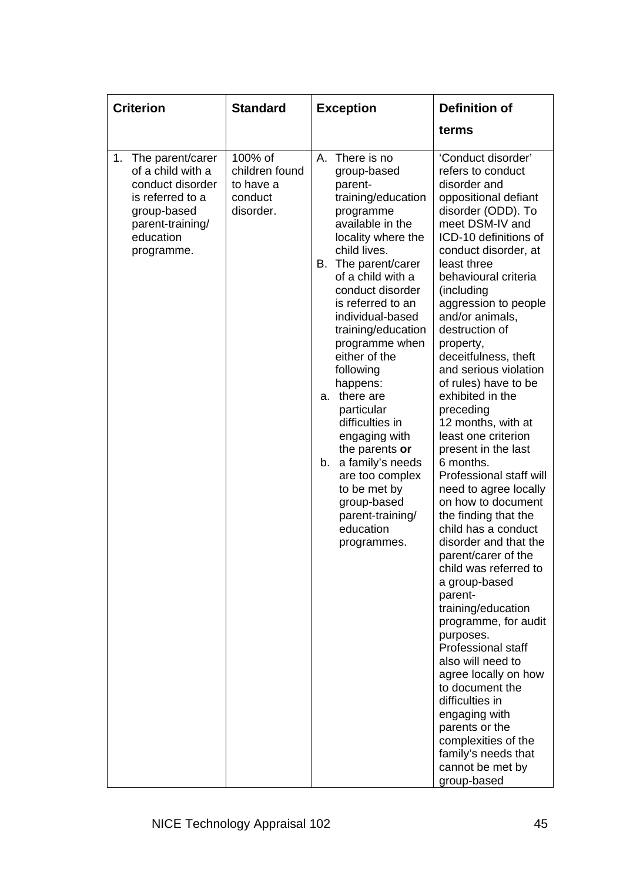| Criterion | Standard | Exception | Definition of terms |
|---|---|---|---|
| 1. The parent/carer of a child with a conduct disorder is referred to a group-based parent-training/ education programme. | 100% of children found to have a conduct disorder. | A. There is no group-based parent-training/education programme available in the locality where the child lives.<br>B. The parent/carer of a child with a conduct disorder is referred to an individual-based training/education programme when either of the following happens:<br>a. there are particular difficulties in engaging with the parents **or**<br>b. a family's needs are too complex to be met by group-based parent-training/ education programmes. | 'Conduct disorder' refers to conduct disorder and oppositional defiant disorder (ODD). To meet DSM-IV and ICD-10 definitions of conduct disorder, at least three behavioural criteria (including aggression to people and/or animals, destruction of property, deceitfulness, theft and serious violation of rules) have to be exhibited in the preceding 12 months, with at least one criterion present in the last 6 months.<br>Professional staff will need to agree locally on how to document the finding that the child has a conduct disorder and that the parent/carer of the child was referred to a group-based parent-training/education programme, for audit purposes.<br>Professional staff also will need to agree locally on how to document the difficulties in engaging with parents or the complexities of the family's needs that cannot be met by group-based |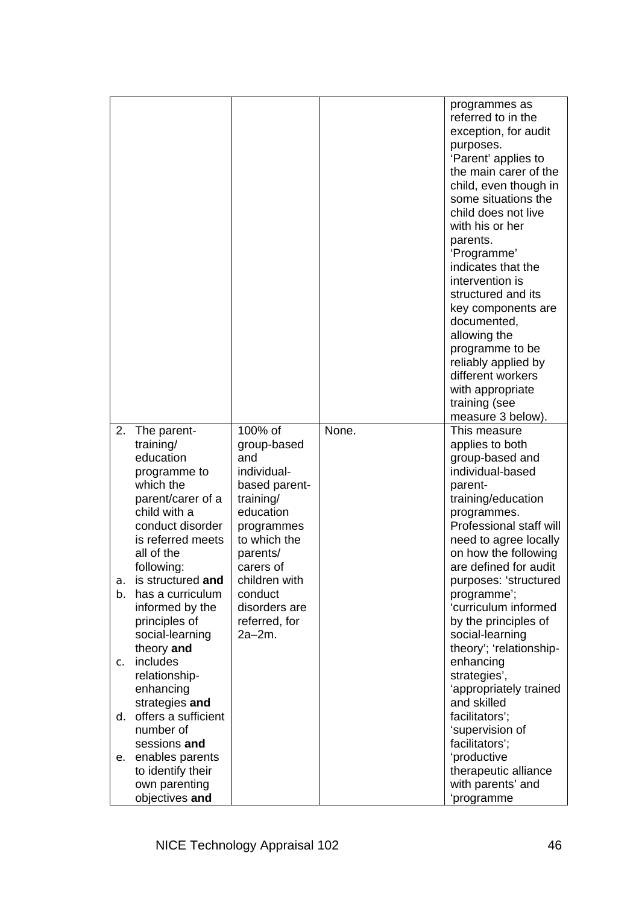| | | | |
|---|---|---|---|
| | | | programmes as referred to in the exception, for audit purposes.<br>'Parent' applies to the main carer of the child, even though in some situations the child does not live with his or her parents.<br>'Programme' indicates that the intervention is structured and its key components are documented, allowing the programme to be reliably applied by different workers with appropriate training (see measure 3 below). |
| 2. The parent-training/ education programme to which the parent/carer of a child with a conduct disorder is referred meets all of the following:<br>a. is structured **and**<br>b. has a curriculum informed by the principles of social-learning theory **and**<br>c. includes relationship-enhancing strategies **and**<br>d. offers a sufficient number of sessions **and**<br>e. enables parents to identify their own parenting objectives **and** | 100% of group-based and individual-based parent-training/ education programmes to which the parents/ carers of children with conduct disorders are referred, for 2a–2m. | None. | This measure applies to both group-based and individual-based parent-training/education programmes.<br>Professional staff will need to agree locally on how the following are defined for audit purposes: 'structured programme'; 'curriculum informed by the principles of social-learning theory'; 'relationship-enhancing strategies', 'appropriately trained and skilled facilitators'; 'supervision of facilitators'; 'productive therapeutic alliance with parents' and 'programme |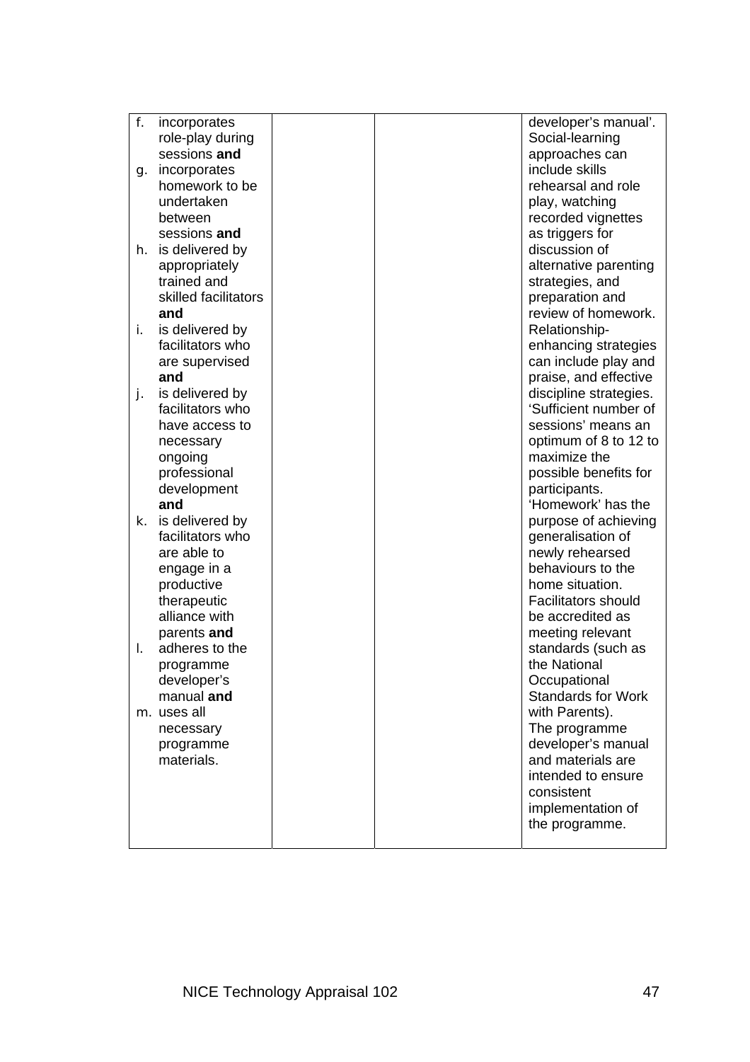| | | | |
|---|---|---|---|
| f. incorporates role-play during sessions **and**<br>g. incorporates homework to be undertaken between sessions **and**<br>h. is delivered by appropriately trained and skilled facilitators **and**<br>i. is delivered by facilitators who are supervised **and**<br>j. is delivered by facilitators who have access to necessary ongoing professional development **and**<br>k. is delivered by facilitators who are able to engage in a productive therapeutic alliance with parents **and**<br>l. adheres to the programme developer's manual **and**<br>m. uses all necessary programme materials. | | | developer's manual'. Social-learning approaches can include skills rehearsal and role play, watching recorded vignettes as triggers for discussion of alternative parenting strategies, and preparation and review of homework. Relationship-enhancing strategies can include play and praise, and effective discipline strategies. 'Sufficient number of sessions' means an optimum of 8 to 12 to maximize the possible benefits for participants. 'Homework' has the purpose of achieving generalisation of newly rehearsed behaviours to the home situation. Facilitators should be accredited as meeting relevant standards (such as the National Occupational Standards for Work with Parents). The programme developer's manual and materials are intended to ensure consistent implementation of the programme. |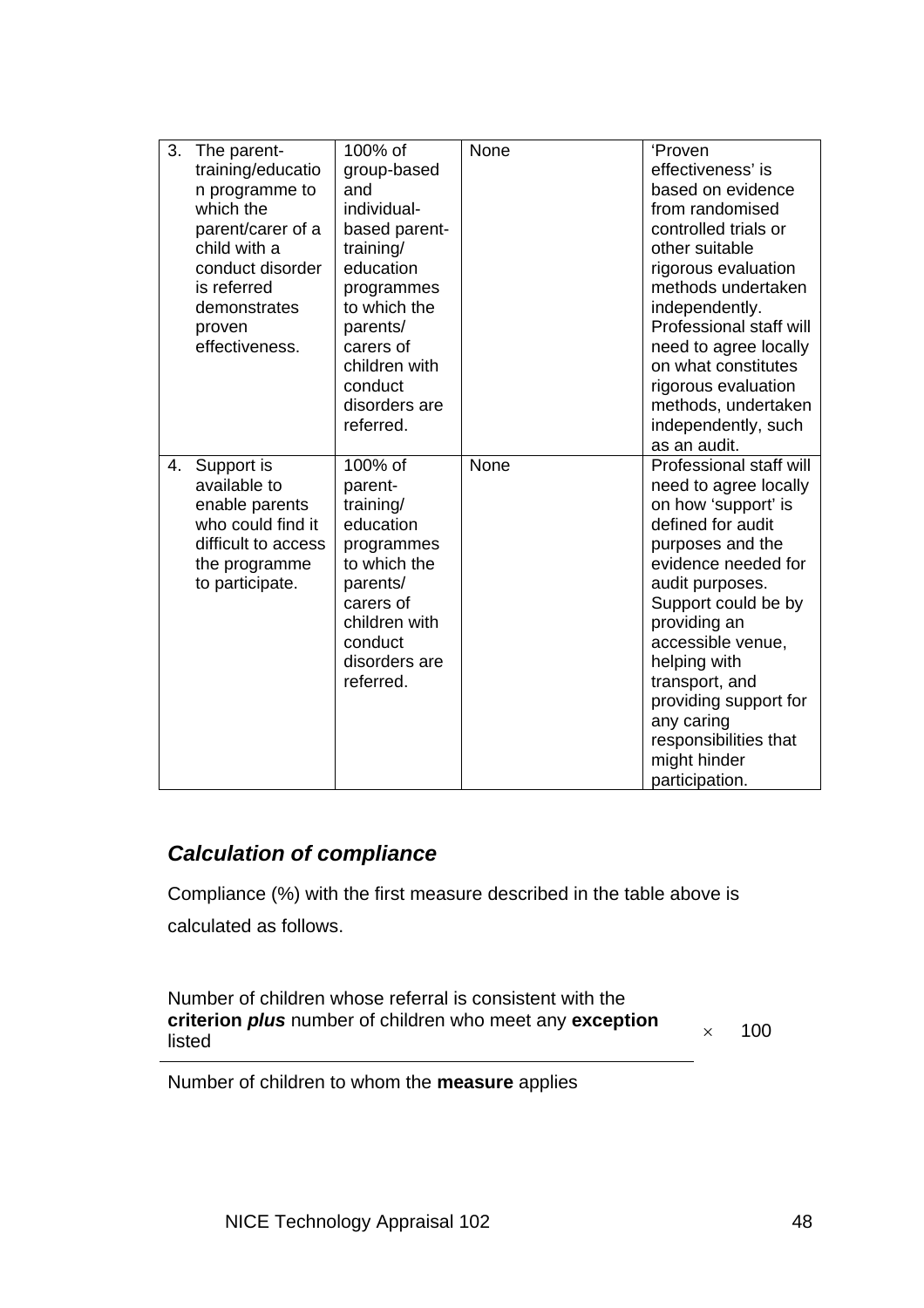| | | | |
|---|---|---|---|
| 3. The parent-training/education programme to which the parent/carer of a child with a conduct disorder is referred demonstrates proven effectiveness. | 100% of group-based and individual-based parent-training/education programmes to which the parents/carers of children with conduct disorders are referred. | None | 'Proven effectiveness' is based on evidence from randomised controlled trials or other suitable rigorous evaluation methods undertaken independently. Professional staff will need to agree locally on what constitutes rigorous evaluation methods, undertaken independently, such as an audit. |
| 4. Support is available to enable parents who could find it difficult to access the programme to participate. | 100% of parent-training/education programmes to which the parents/carers of children with conduct disorders are referred. | None | Professional staff will need to agree locally on how 'support' is defined for audit purposes and the evidence needed for audit purposes. Support could be by providing an accessible venue, helping with transport, and providing support for any caring responsibilities that might hinder participation. |

### *Calculation of compliance*

Compliance (%) with the first measure described in the table above is calculated as follows.

$$\frac{\text{Number of children whose referral is consistent with the } \textbf{criterion } \textbf{\textit{plus}} \text{ number of children who meet any } \textbf{exception} \text{ listed}}{\text{Number of children to whom the } \textbf{measure} \text{ applies}} \times 100$$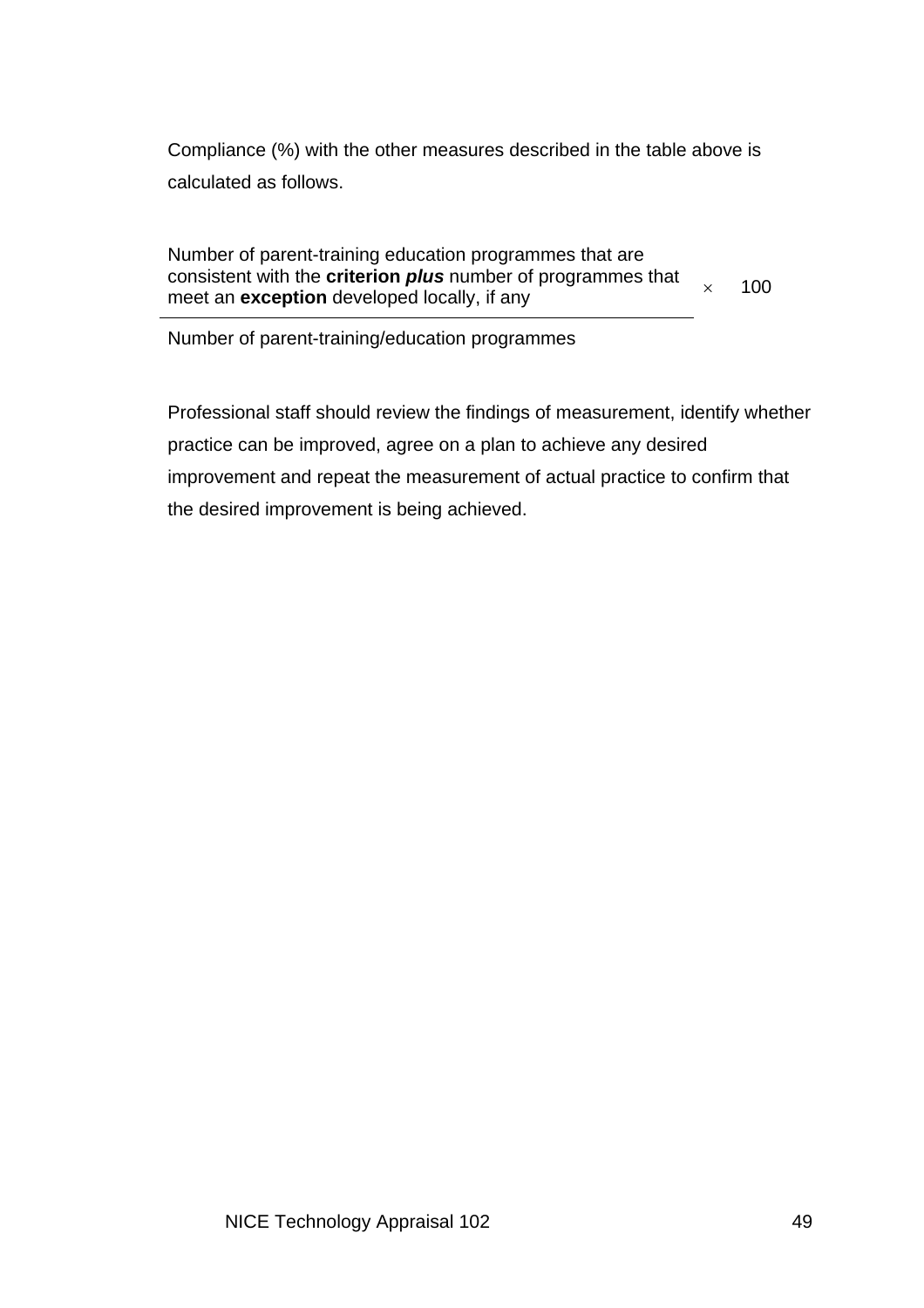Compliance (%) with the other measures described in the table above is calculated as follows.

$$\frac{\text{Number of parent-training education programmes that are consistent with the } \textbf{criterion } \textbf{\textit{plus}} \text{ number of programmes that meet an } \textbf{exception} \text{ developed locally, if any}}{\text{Number of parent-training/education programmes}} \times 100$$

Professional staff should review the findings of measurement, identify whether practice can be improved, agree on a plan to achieve any desired improvement and repeat the measurement of actual practice to confirm that the desired improvement is being achieved.